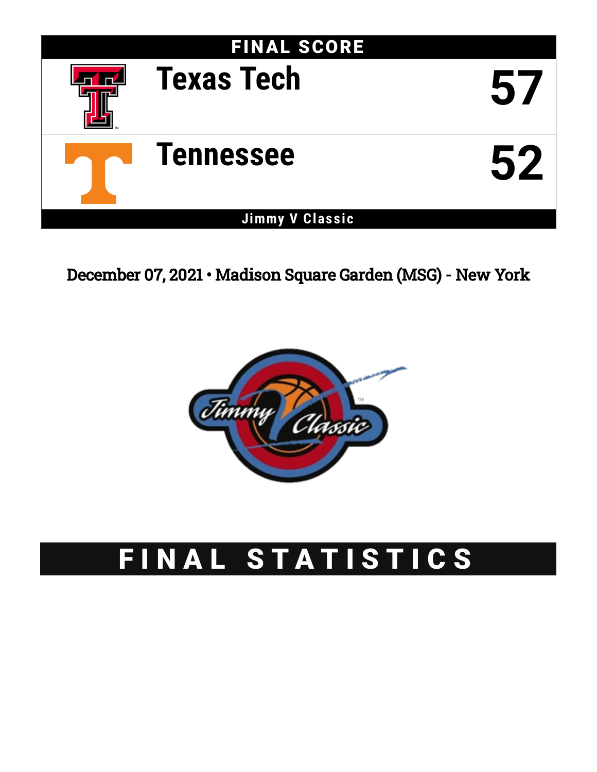# FINAL SCORE

| | |
|---|---|
| Texas Tech | 57 |
| Tennessee | 52 |

**Jimmy V Classic**

December 07, 2021 • Madison Square Garden (MSG) - New York

# FINAL STATISTICS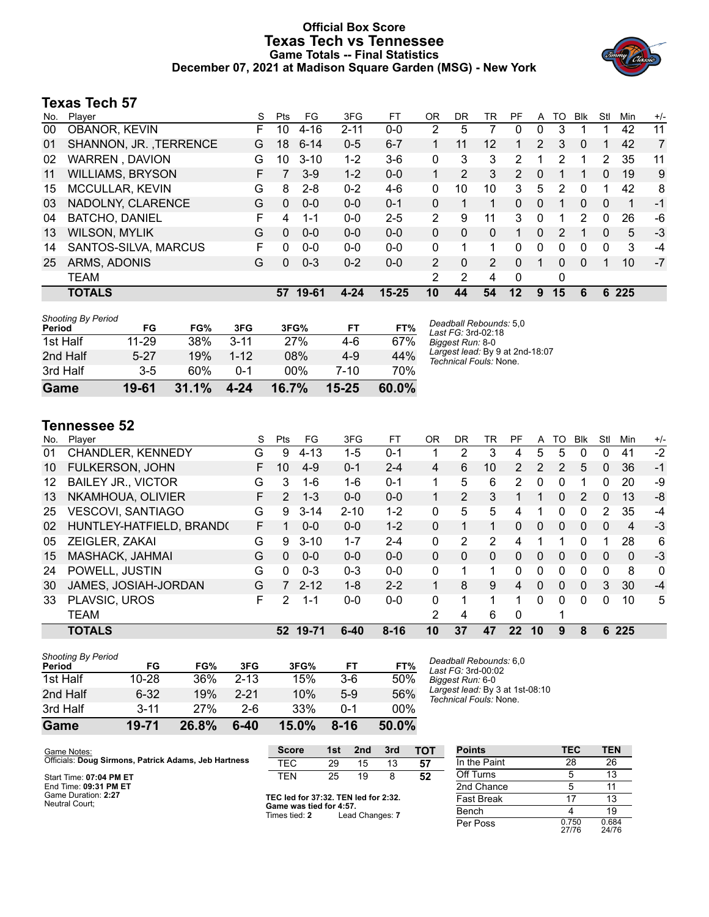# Official Box Score
# Texas Tech vs Tennessee
## Game Totals -- Final Statistics
## December 07, 2021 at Madison Square Garden (MSG) - New York

## Texas Tech 57

| No. | Player | S | Pts | FG | 3FG | FT | OR | DR | TR | PF | A | TO | Blk | Stl | Min | +/- |
|---|---|---|---|---|---|---|---|---|---|---|---|---|---|---|---|---|
| 00 | OBANOR, KEVIN | F | 10 | 4-16 | 2-11 | 0-0 | 2 | 5 | 7 | 0 | 0 | 3 | 1 | 1 | 42 | 11 |
| 01 | SHANNON, JR. ,TERRENCE | G | 18 | 6-14 | 0-5 | 6-7 | 1 | 11 | 12 | 1 | 2 | 3 | 0 | 1 | 42 | 7 |
| 02 | WARREN , DAVION | G | 10 | 3-10 | 1-2 | 3-6 | 0 | 3 | 3 | 2 | 1 | 2 | 1 | 2 | 35 | 11 |
| 11 | WILLIAMS, BRYSON | F | 7 | 3-9 | 1-2 | 0-0 | 1 | 2 | 3 | 2 | 0 | 1 | 1 | 0 | 19 | 9 |
| 15 | MCCULLAR, KEVIN | G | 8 | 2-8 | 0-2 | 4-6 | 0 | 10 | 10 | 3 | 5 | 2 | 0 | 1 | 42 | 8 |
| 03 | NADOLNY, CLARENCE | G | 0 | 0-0 | 0-0 | 0-1 | 0 | 1 | 1 | 0 | 0 | 1 | 0 | 0 | 1 | -1 |
| 04 | BATCHO, DANIEL | F | 4 | 1-1 | 0-0 | 2-5 | 2 | 9 | 11 | 3 | 0 | 1 | 2 | 0 | 26 | -6 |
| 13 | WILSON, MYLIK | G | 0 | 0-0 | 0-0 | 0-0 | 0 | 0 | 0 | 1 | 0 | 2 | 1 | 0 | 5 | -3 |
| 14 | SANTOS-SILVA, MARCUS | F | 0 | 0-0 | 0-0 | 0-0 | 0 | 1 | 1 | 0 | 0 | 0 | 0 | 0 | 3 | -4 |
| 25 | ARMS, ADONIS | G | 0 | 0-3 | 0-2 | 0-0 | 2 | 0 | 2 | 0 | 1 | 0 | 0 | 1 | 10 | -7 |
| | TEAM | | | | | | 2 | 2 | 4 | 0 | | 0 | | | | |
| | **TOTALS** | | **57** | **19-61** | **4-24** | **15-25** | **10** | **44** | **54** | **12** | **9** | **15** | **6** | **6** | **225** | |

*Shooting By Period*

| Period | FG | FG% | 3FG | 3FG% | FT | FT% |
|---|---|---|---|---|---|---|
| 1st Half | 11-29 | 38% | 3-11 | 27% | 4-6 | 67% |
| 2nd Half | 5-27 | 19% | 1-12 | 08% | 4-9 | 44% |
| 3rd Half | 3-5 | 60% | 0-1 | 00% | 7-10 | 70% |
| **Game** | **19-61** | **31.1%** | **4-24** | **16.7%** | **15-25** | **60.0%** |

*Deadball Rebounds:* 5,0
*Last FG:* 3rd-02:18
*Biggest Run:* 8-0
*Largest lead:* By 9 at 2nd-18:07
*Technical Fouls:* None.

## Tennessee 52

| No. | Player | S | Pts | FG | 3FG | FT | OR | DR | TR | PF | A | TO | Blk | Stl | Min | +/- |
|---|---|---|---|---|---|---|---|---|---|---|---|---|---|---|---|---|
| 01 | CHANDLER, KENNEDY | G | 9 | 4-13 | 1-5 | 0-1 | 1 | 2 | 3 | 4 | 5 | 5 | 0 | 0 | 41 | -2 |
| 10 | FULKERSON, JOHN | F | 10 | 4-9 | 0-1 | 2-4 | 4 | 6 | 10 | 2 | 2 | 2 | 5 | 0 | 36 | -1 |
| 12 | BAILEY JR., VICTOR | G | 3 | 1-6 | 1-6 | 0-1 | 1 | 5 | 6 | 2 | 0 | 0 | 1 | 0 | 20 | -9 |
| 13 | NKAMHOUA, OLIVIER | F | 2 | 1-3 | 0-0 | 0-0 | 1 | 2 | 3 | 1 | 1 | 0 | 2 | 0 | 13 | -8 |
| 25 | VESCOVI, SANTIAGO | G | 9 | 3-14 | 2-10 | 1-2 | 0 | 5 | 5 | 4 | 1 | 0 | 0 | 2 | 35 | -4 |
| 02 | HUNTLEY-HATFIELD, BRANDO | F | 1 | 0-0 | 0-0 | 1-2 | 0 | 1 | 1 | 0 | 0 | 0 | 0 | 0 | 4 | -3 |
| 05 | ZEIGLER, ZAKAI | G | 9 | 3-10 | 1-7 | 2-4 | 0 | 2 | 2 | 4 | 1 | 1 | 0 | 1 | 28 | 6 |
| 15 | MASHACK, JAHMAI | G | 0 | 0-0 | 0-0 | 0-0 | 0 | 0 | 0 | 0 | 0 | 0 | 0 | 0 | 0 | -3 |
| 24 | POWELL, JUSTIN | G | 0 | 0-3 | 0-3 | 0-0 | 0 | 1 | 1 | 0 | 0 | 0 | 0 | 0 | 8 | 0 |
| 30 | JAMES, JOSIAH-JORDAN | G | 7 | 2-12 | 1-8 | 2-2 | 1 | 8 | 9 | 4 | 0 | 0 | 0 | 3 | 30 | -4 |
| 33 | PLAVSIC, UROS | F | 2 | 1-1 | 0-0 | 0-0 | 0 | 1 | 1 | 1 | 0 | 0 | 0 | 0 | 10 | 5 |
| | TEAM | | | | | | 2 | 4 | 6 | 0 | | 1 | | | | |
| | **TOTALS** | | **52** | **19-71** | **6-40** | **8-16** | **10** | **37** | **47** | **22** | **10** | **9** | **8** | **6** | **225** | |

*Shooting By Period*

| Period | FG | FG% | 3FG | 3FG% | FT | FT% |
|---|---|---|---|---|---|---|
| 1st Half | 10-28 | 36% | 2-13 | 15% | 3-6 | 50% |
| 2nd Half | 6-32 | 19% | 2-21 | 10% | 5-9 | 56% |
| 3rd Half | 3-11 | 27% | 2-6 | 33% | 0-1 | 00% |
| **Game** | **19-71** | **26.8%** | **6-40** | **15.0%** | **8-16** | **50.0%** |

*Deadball Rebounds:* 6,0
*Last FG:* 3rd-00:02
*Biggest Run:* 6-0
*Largest lead:* By 3 at 1st-08:10
*Technical Fouls:* None.

Game Notes:
Officials: **Doug Sirmons, Patrick Adams, Jeb Hartness**

Start Time: **07:04 PM ET**
End Time: **09:31 PM ET**
Game Duration: **2:27**
Neutral Court;

| Score | 1st | 2nd | 3rd | TOT |
|---|---|---|---|---|
| TEC | 29 | 15 | 13 | **57** |
| TEN | 25 | 19 | 8 | **52** |

**TEC led for 37:32. TEN led for 2:32. Game was tied for 4:57.**
Times tied: **2** Lead Changes: **7**

| Points | TEC | TEN |
|---|---|---|
| In the Paint | 28 | 26 |
| Off Turns | 5 | 13 |
| 2nd Chance | 5 | 11 |
| Fast Break | 17 | 13 |
| Bench | 4 | 19 |
| Per Poss | 0.750 27/76 | 0.684 24/76 |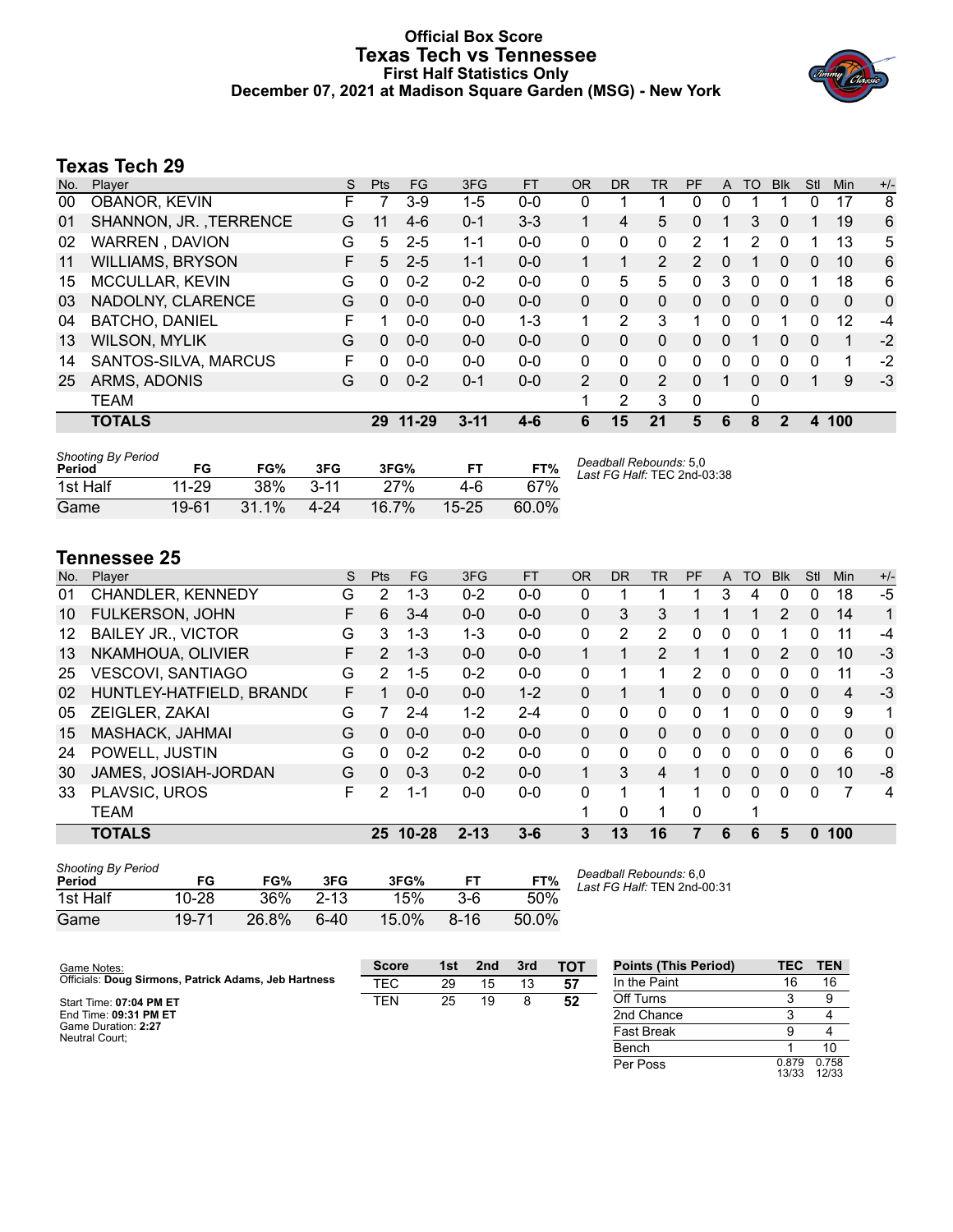# Official Box Score
# Texas Tech vs Tennessee
## First Half Statistics Only
### December 07, 2021 at Madison Square Garden (MSG) - New York

## Texas Tech 29

| No. | Player | S | Pts | FG | 3FG | FT | OR | DR | TR | PF | A | TO | Blk | Stl | Min | +/- |
|---|---|---|---|---|---|---|---|---|---|---|---|---|---|---|---|---|
| 00 | OBANOR, KEVIN | F | 7 | 3-9 | 1-5 | 0-0 | 0 | 1 | 1 | 0 | 0 | 1 | 1 | 0 | 17 | 8 |
| 01 | SHANNON, JR. ,TERRENCE | G | 11 | 4-6 | 0-1 | 3-3 | 1 | 4 | 5 | 0 | 1 | 3 | 0 | 1 | 19 | 6 |
| 02 | WARREN , DAVION | G | 5 | 2-5 | 1-1 | 0-0 | 0 | 0 | 0 | 2 | 1 | 2 | 0 | 1 | 13 | 5 |
| 11 | WILLIAMS, BRYSON | F | 5 | 2-5 | 1-1 | 0-0 | 1 | 1 | 2 | 2 | 0 | 1 | 0 | 0 | 10 | 6 |
| 15 | MCCULLAR, KEVIN | G | 0 | 0-2 | 0-2 | 0-0 | 0 | 5 | 5 | 0 | 3 | 0 | 0 | 1 | 18 | 6 |
| 03 | NADOLNY, CLARENCE | G | 0 | 0-0 | 0-0 | 0-0 | 0 | 0 | 0 | 0 | 0 | 0 | 0 | 0 | 0 | 0 |
| 04 | BATCHO, DANIEL | F | 1 | 0-0 | 0-0 | 1-3 | 1 | 2 | 3 | 1 | 0 | 0 | 1 | 0 | 12 | -4 |
| 13 | WILSON, MYLIK | G | 0 | 0-0 | 0-0 | 0-0 | 0 | 0 | 0 | 0 | 0 | 1 | 0 | 0 | 1 | -2 |
| 14 | SANTOS-SILVA, MARCUS | F | 0 | 0-0 | 0-0 | 0-0 | 0 | 0 | 0 | 0 | 0 | 0 | 0 | 0 | 1 | -2 |
| 25 | ARMS, ADONIS | G | 0 | 0-2 | 0-1 | 0-0 | 2 | 0 | 2 | 0 | 1 | 0 | 0 | 1 | 9 | -3 |
| | TEAM | | | | | | 1 | 2 | 3 | 0 | | 0 | | | | |
| | **TOTALS** | | **29** | **11-29** | **3-11** | **4-6** | **6** | **15** | **21** | **5** | **6** | **8** | **2** | **4** | **100** | |

| Shooting By Period Period | FG | FG% | 3FG | 3FG% | FT | FT% |
|---|---|---|---|---|---|---|
| 1st Half | 11-29 | 38% | 3-11 | 27% | 4-6 | 67% |
| Game | 19-61 | 31.1% | 4-24 | 16.7% | 15-25 | 60.0% |

*Deadball Rebounds:* 5,0
*Last FG Half:* TEC 2nd-03:38

## Tennessee 25

| No. | Player | S | Pts | FG | 3FG | FT | OR | DR | TR | PF | A | TO | Blk | Stl | Min | +/- |
|---|---|---|---|---|---|---|---|---|---|---|---|---|---|---|---|---|
| 01 | CHANDLER, KENNEDY | G | 2 | 1-3 | 0-2 | 0-0 | 0 | 1 | 1 | 1 | 3 | 4 | 0 | 0 | 18 | -5 |
| 10 | FULKERSON, JOHN | F | 6 | 3-4 | 0-0 | 0-0 | 0 | 3 | 3 | 1 | 1 | 1 | 2 | 0 | 14 | 1 |
| 12 | BAILEY JR., VICTOR | G | 3 | 1-3 | 1-3 | 0-0 | 0 | 2 | 2 | 0 | 0 | 0 | 1 | 0 | 11 | -4 |
| 13 | NKAMHOUA, OLIVIER | F | 2 | 1-3 | 0-0 | 0-0 | 1 | 1 | 2 | 1 | 1 | 0 | 2 | 0 | 10 | -3 |
| 25 | VESCOVI, SANTIAGO | G | 2 | 1-5 | 0-2 | 0-0 | 0 | 1 | 1 | 2 | 0 | 0 | 0 | 0 | 11 | -3 |
| 02 | HUNTLEY-HATFIELD, BRAND( | F | 1 | 0-0 | 0-0 | 1-2 | 0 | 1 | 1 | 0 | 0 | 0 | 0 | 0 | 4 | -3 |
| 05 | ZEIGLER, ZAKAI | G | 7 | 2-4 | 1-2 | 2-4 | 0 | 0 | 0 | 0 | 1 | 0 | 0 | 0 | 9 | 1 |
| 15 | MASHACK, JAHMAI | G | 0 | 0-0 | 0-0 | 0-0 | 0 | 0 | 0 | 0 | 0 | 0 | 0 | 0 | 0 | 0 |
| 24 | POWELL, JUSTIN | G | 0 | 0-2 | 0-2 | 0-0 | 0 | 0 | 0 | 0 | 0 | 0 | 0 | 0 | 6 | 0 |
| 30 | JAMES, JOSIAH-JORDAN | G | 0 | 0-3 | 0-2 | 0-0 | 1 | 3 | 4 | 1 | 0 | 0 | 0 | 0 | 10 | -8 |
| 33 | PLAVSIC, UROS | F | 2 | 1-1 | 0-0 | 0-0 | 0 | 1 | 1 | 1 | 0 | 0 | 0 | 0 | 7 | 4 |
| | TEAM | | | | | | 1 | 0 | 1 | 0 | | 1 | | | | |
| | **TOTALS** | | **25** | **10-28** | **2-13** | **3-6** | **3** | **13** | **16** | **7** | **6** | **6** | **5** | **0** | **100** | |

| Shooting By Period Period | FG | FG% | 3FG | 3FG% | FT | FT% |
|---|---|---|---|---|---|---|
| 1st Half | 10-28 | 36% | 2-13 | 15% | 3-6 | 50% |
| Game | 19-71 | 26.8% | 6-40 | 15.0% | 8-16 | 50.0% |

*Deadball Rebounds:* 6,0
*Last FG Half:* TEN 2nd-00:31

Game Notes:
Officials: **Doug Sirmons, Patrick Adams, Jeb Hartness**

Start Time: **07:04 PM ET**
End Time: **09:31 PM ET**
Game Duration: **2:27**
Neutral Court;

| Score | 1st | 2nd | 3rd | TOT |
|---|---|---|---|---|
| TEC | 29 | 15 | 13 | **57** |
| TEN | 25 | 19 | 8 | **52** |

| Points (This Period) | TEC | TEN |
|---|---|---|
| In the Paint | 16 | 16 |
| Off Turns | 3 | 9 |
| 2nd Chance | 3 | 4 |
| Fast Break | 9 | 4 |
| Bench | 1 | 10 |
| Per Poss | 0.879 13/33 | 0.758 12/33 |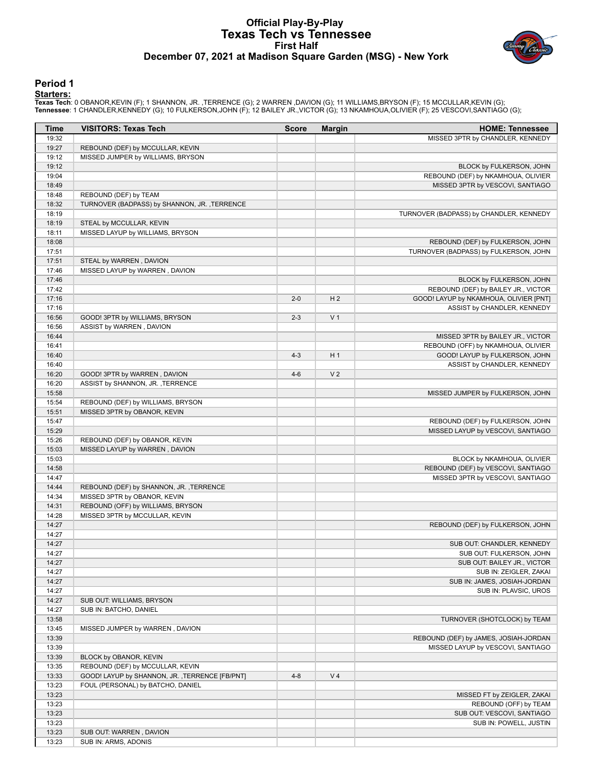# Official Play-By-Play
# Texas Tech vs Tennessee
## First Half
## December 07, 2021 at Madison Square Garden (MSG) - New York

### Period 1

**Starters:**

**Texas Tech**: 0 OBANOR,KEVIN (F); 1 SHANNON, JR. ,TERRENCE (G); 2 WARREN ,DAVION (G); 11 WILLIAMS,BRYSON (F); 15 MCCULLAR,KEVIN (G);
**Tennessee**: 1 CHANDLER,KENNEDY (G); 10 FULKERSON,JOHN (F); 12 BAILEY JR.,VICTOR (G); 13 NKAMHOUA,OLIVIER (F); 25 VESCOVI,SANTIAGO (G);

| Time | VISITORS: Texas Tech | Score | Margin | HOME: Tennessee |
|---|---|---|---|---|
| 19:32 | | | | MISSED 3PTR by CHANDLER, KENNEDY |
| 19:27 | REBOUND (DEF) by MCCULLAR, KEVIN | | | |
| 19:12 | MISSED JUMPER by WILLIAMS, BRYSON | | | |
| 19:12 | | | | BLOCK by FULKERSON, JOHN |
| 19:04 | | | | REBOUND (DEF) by NKAMHOUA, OLIVIER |
| 18:49 | | | | MISSED 3PTR by VESCOVI, SANTIAGO |
| 18:48 | REBOUND (DEF) by TEAM | | | |
| 18:32 | TURNOVER (BADPASS) by SHANNON, JR. ,TERRENCE | | | |
| 18:19 | | | | TURNOVER (BADPASS) by CHANDLER, KENNEDY |
| 18:19 | STEAL by MCCULLAR, KEVIN | | | |
| 18:11 | MISSED LAYUP by WILLIAMS, BRYSON | | | |
| 18:08 | | | | REBOUND (DEF) by FULKERSON, JOHN |
| 17:51 | | | | TURNOVER (BADPASS) by FULKERSON, JOHN |
| 17:51 | STEAL by WARREN , DAVION | | | |
| 17:46 | MISSED LAYUP by WARREN , DAVION | | | |
| 17:46 | | | | BLOCK by FULKERSON, JOHN |
| 17:42 | | | | REBOUND (DEF) by BAILEY JR., VICTOR |
| 17:16 | | 2-0 | H 2 | GOOD! LAYUP by NKAMHOUA, OLIVIER [PNT] |
| 17:16 | | | | ASSIST by CHANDLER, KENNEDY |
| 16:56 | GOOD! 3PTR by WILLIAMS, BRYSON | 2-3 | V 1 | |
| 16:56 | ASSIST by WARREN , DAVION | | | |
| 16:44 | | | | MISSED 3PTR by BAILEY JR., VICTOR |
| 16:41 | | | | REBOUND (OFF) by NKAMHOUA, OLIVIER |
| 16:40 | | 4-3 | H 1 | GOOD! LAYUP by FULKERSON, JOHN |
| 16:40 | | | | ASSIST by CHANDLER, KENNEDY |
| 16:20 | GOOD! 3PTR by WARREN , DAVION | 4-6 | V 2 | |
| 16:20 | ASSIST by SHANNON, JR. ,TERRENCE | | | |
| 15:58 | | | | MISSED JUMPER by FULKERSON, JOHN |
| 15:54 | REBOUND (DEF) by WILLIAMS, BRYSON | | | |
| 15:51 | MISSED 3PTR by OBANOR, KEVIN | | | |
| 15:47 | | | | REBOUND (DEF) by FULKERSON, JOHN |
| 15:29 | | | | MISSED LAYUP by VESCOVI, SANTIAGO |
| 15:26 | REBOUND (DEF) by OBANOR, KEVIN | | | |
| 15:03 | MISSED LAYUP by WARREN , DAVION | | | |
| 15:03 | | | | BLOCK by NKAMHOUA, OLIVIER |
| 14:58 | | | | REBOUND (DEF) by VESCOVI, SANTIAGO |
| 14:47 | | | | MISSED 3PTR by VESCOVI, SANTIAGO |
| 14:44 | REBOUND (DEF) by SHANNON, JR. ,TERRENCE | | | |
| 14:34 | MISSED 3PTR by OBANOR, KEVIN | | | |
| 14:31 | REBOUND (OFF) by WILLIAMS, BRYSON | | | |
| 14:28 | MISSED 3PTR by MCCULLAR, KEVIN | | | |
| 14:27 | | | | REBOUND (DEF) by FULKERSON, JOHN |
| 14:27 | | | | |
| 14:27 | | | | SUB OUT: CHANDLER, KENNEDY |
| 14:27 | | | | SUB OUT: FULKERSON, JOHN |
| 14:27 | | | | SUB OUT: BAILEY JR., VICTOR |
| 14:27 | | | | SUB IN: ZEIGLER, ZAKAI |
| 14:27 | | | | SUB IN: JAMES, JOSIAH-JORDAN |
| 14:27 | | | | SUB IN: PLAVSIC, UROS |
| 14:27 | SUB OUT: WILLIAMS, BRYSON | | | |
| 14:27 | SUB IN: BATCHO, DANIEL | | | |
| 13:58 | | | | TURNOVER (SHOTCLOCK) by TEAM |
| 13:45 | MISSED JUMPER by WARREN , DAVION | | | |
| 13:39 | | | | REBOUND (DEF) by JAMES, JOSIAH-JORDAN |
| 13:39 | | | | MISSED LAYUP by VESCOVI, SANTIAGO |
| 13:39 | BLOCK by OBANOR, KEVIN | | | |
| 13:35 | REBOUND (DEF) by MCCULLAR, KEVIN | | | |
| 13:33 | GOOD! LAYUP by SHANNON, JR. ,TERRENCE [FB/PNT] | 4-8 | V 4 | |
| 13:23 | FOUL (PERSONAL) by BATCHO, DANIEL | | | |
| 13:23 | | | | MISSED FT by ZEIGLER, ZAKAI |
| 13:23 | | | | REBOUND (OFF) by TEAM |
| 13:23 | | | | SUB OUT: VESCOVI, SANTIAGO |
| 13:23 | | | | SUB IN: POWELL, JUSTIN |
| 13:23 | SUB OUT: WARREN , DAVION | | | |
| 13:23 | SUB IN: ARMS, ADONIS | | | |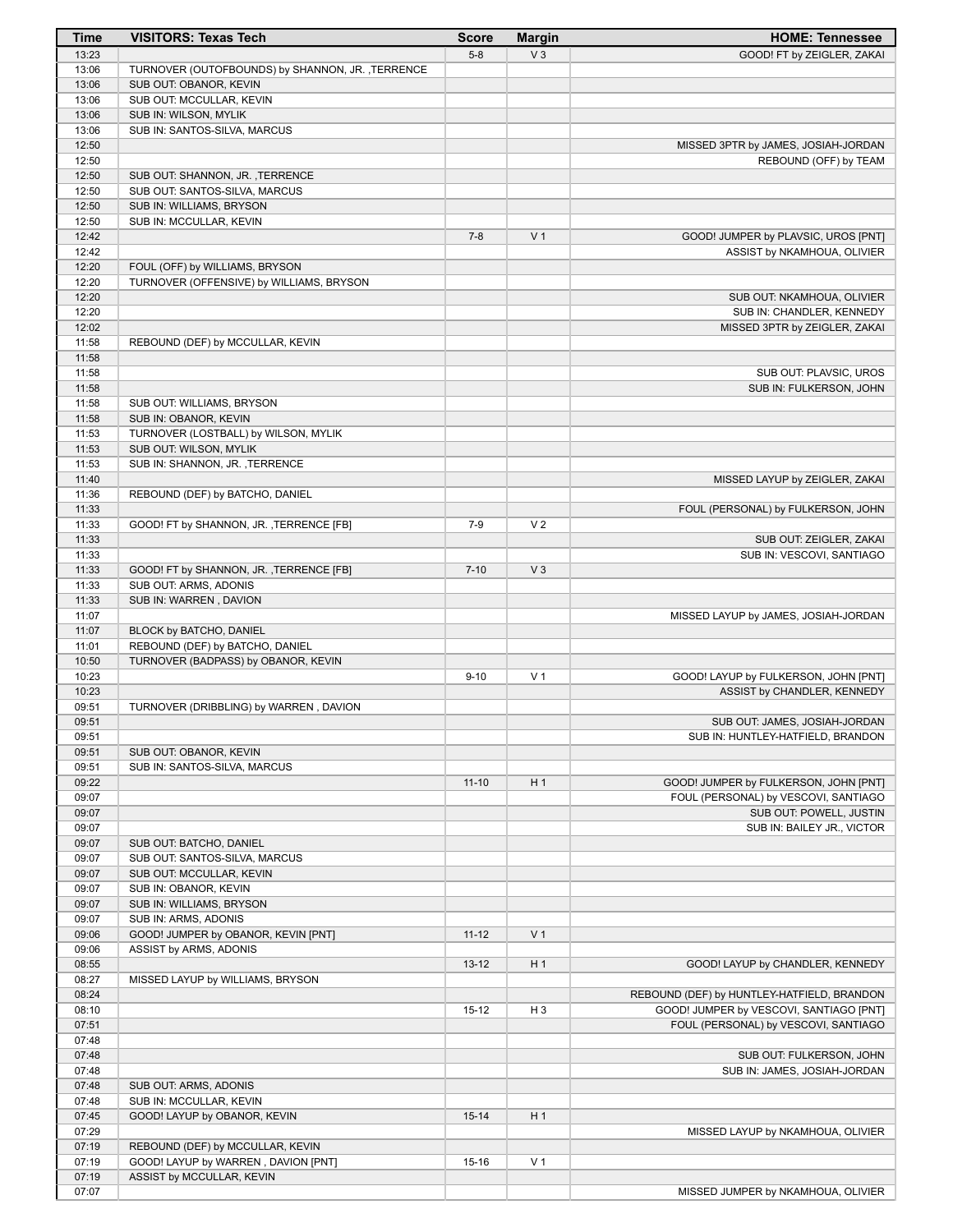| Time | VISITORS: Texas Tech | Score | Margin | HOME: Tennessee |
|---|---|---|---|---|
| 13:23 | | 5-8 | V 3 | GOOD! FT by ZEIGLER, ZAKAI |
| 13:06 | TURNOVER (OUTOFBOUNDS) by SHANNON, JR. ,TERRENCE | | | |
| 13:06 | SUB OUT: OBANOR, KEVIN | | | |
| 13:06 | SUB OUT: MCCULLAR, KEVIN | | | |
| 13:06 | SUB IN: WILSON, MYLIK | | | |
| 13:06 | SUB IN: SANTOS-SILVA, MARCUS | | | |
| 12:50 | | | | MISSED 3PTR by JAMES, JOSIAH-JORDAN |
| 12:50 | | | | REBOUND (OFF) by TEAM |
| 12:50 | SUB OUT: SHANNON, JR. ,TERRENCE | | | |
| 12:50 | SUB OUT: SANTOS-SILVA, MARCUS | | | |
| 12:50 | SUB IN: WILLIAMS, BRYSON | | | |
| 12:50 | SUB IN: MCCULLAR, KEVIN | | | |
| 12:42 | | 7-8 | V 1 | GOOD! JUMPER by PLAVSIC, UROS [PNT] |
| 12:42 | | | | ASSIST by NKAMHOUA, OLIVIER |
| 12:20 | FOUL (OFF) by WILLIAMS, BRYSON | | | |
| 12:20 | TURNOVER (OFFENSIVE) by WILLIAMS, BRYSON | | | |
| 12:20 | | | | SUB OUT: NKAMHOUA, OLIVIER |
| 12:20 | | | | SUB IN: CHANDLER, KENNEDY |
| 12:02 | | | | MISSED 3PTR by ZEIGLER, ZAKAI |
| 11:58 | REBOUND (DEF) by MCCULLAR, KEVIN | | | |
| 11:58 | | | | |
| 11:58 | | | | SUB OUT: PLAVSIC, UROS |
| 11:58 | | | | SUB IN: FULKERSON, JOHN |
| 11:58 | SUB OUT: WILLIAMS, BRYSON | | | |
| 11:58 | SUB IN: OBANOR, KEVIN | | | |
| 11:53 | TURNOVER (LOSTBALL) by WILSON, MYLIK | | | |
| 11:53 | SUB OUT: WILSON, MYLIK | | | |
| 11:53 | SUB IN: SHANNON, JR. ,TERRENCE | | | |
| 11:40 | | | | MISSED LAYUP by ZEIGLER, ZAKAI |
| 11:36 | REBOUND (DEF) by BATCHO, DANIEL | | | |
| 11:33 | | | | FOUL (PERSONAL) by FULKERSON, JOHN |
| 11:33 | GOOD! FT by SHANNON, JR. ,TERRENCE [FB] | 7-9 | V 2 | |
| 11:33 | | | | SUB OUT: ZEIGLER, ZAKAI |
| 11:33 | | | | SUB IN: VESCOVI, SANTIAGO |
| 11:33 | GOOD! FT by SHANNON, JR. ,TERRENCE [FB] | 7-10 | V 3 | |
| 11:33 | SUB OUT: ARMS, ADONIS | | | |
| 11:33 | SUB IN: WARREN , DAVION | | | |
| 11:07 | | | | MISSED LAYUP by JAMES, JOSIAH-JORDAN |
| 11:07 | BLOCK by BATCHO, DANIEL | | | |
| 11:01 | REBOUND (DEF) by BATCHO, DANIEL | | | |
| 10:50 | TURNOVER (BADPASS) by OBANOR, KEVIN | | | |
| 10:23 | | 9-10 | V 1 | GOOD! LAYUP by FULKERSON, JOHN [PNT] |
| 10:23 | | | | ASSIST by CHANDLER, KENNEDY |
| 09:51 | TURNOVER (DRIBBLING) by WARREN , DAVION | | | |
| 09:51 | | | | SUB OUT: JAMES, JOSIAH-JORDAN |
| 09:51 | | | | SUB IN: HUNTLEY-HATFIELD, BRANDON |
| 09:51 | SUB OUT: OBANOR, KEVIN | | | |
| 09:51 | SUB IN: SANTOS-SILVA, MARCUS | | | |
| 09:22 | | 11-10 | H 1 | GOOD! JUMPER by FULKERSON, JOHN [PNT] |
| 09:07 | | | | FOUL (PERSONAL) by VESCOVI, SANTIAGO |
| 09:07 | | | | SUB OUT: POWELL, JUSTIN |
| 09:07 | | | | SUB IN: BAILEY JR., VICTOR |
| 09:07 | SUB OUT: BATCHO, DANIEL | | | |
| 09:07 | SUB OUT: SANTOS-SILVA, MARCUS | | | |
| 09:07 | SUB OUT: MCCULLAR, KEVIN | | | |
| 09:07 | SUB IN: OBANOR, KEVIN | | | |
| 09:07 | SUB IN: WILLIAMS, BRYSON | | | |
| 09:07 | SUB IN: ARMS, ADONIS | | | |
| 09:06 | GOOD! JUMPER by OBANOR, KEVIN [PNT] | 11-12 | V 1 | |
| 09:06 | ASSIST by ARMS, ADONIS | | | |
| 08:55 | | 13-12 | H 1 | GOOD! LAYUP by CHANDLER, KENNEDY |
| 08:27 | MISSED LAYUP by WILLIAMS, BRYSON | | | |
| 08:24 | | | | REBOUND (DEF) by HUNTLEY-HATFIELD, BRANDON |
| 08:10 | | 15-12 | H 3 | GOOD! JUMPER by VESCOVI, SANTIAGO [PNT] |
| 07:51 | | | | FOUL (PERSONAL) by VESCOVI, SANTIAGO |
| 07:48 | | | | |
| 07:48 | | | | SUB OUT: FULKERSON, JOHN |
| 07:48 | | | | SUB IN: JAMES, JOSIAH-JORDAN |
| 07:48 | SUB OUT: ARMS, ADONIS | | | |
| 07:48 | SUB IN: MCCULLAR, KEVIN | | | |
| 07:45 | GOOD! LAYUP by OBANOR, KEVIN | 15-14 | H 1 | |
| 07:29 | | | | MISSED LAYUP by NKAMHOUA, OLIVIER |
| 07:19 | REBOUND (DEF) by MCCULLAR, KEVIN | | | |
| 07:19 | GOOD! LAYUP by WARREN , DAVION [PNT] | 15-16 | V 1 | |
| 07:19 | ASSIST by MCCULLAR, KEVIN | | | |
| 07:07 | | | | MISSED JUMPER by NKAMHOUA, OLIVIER |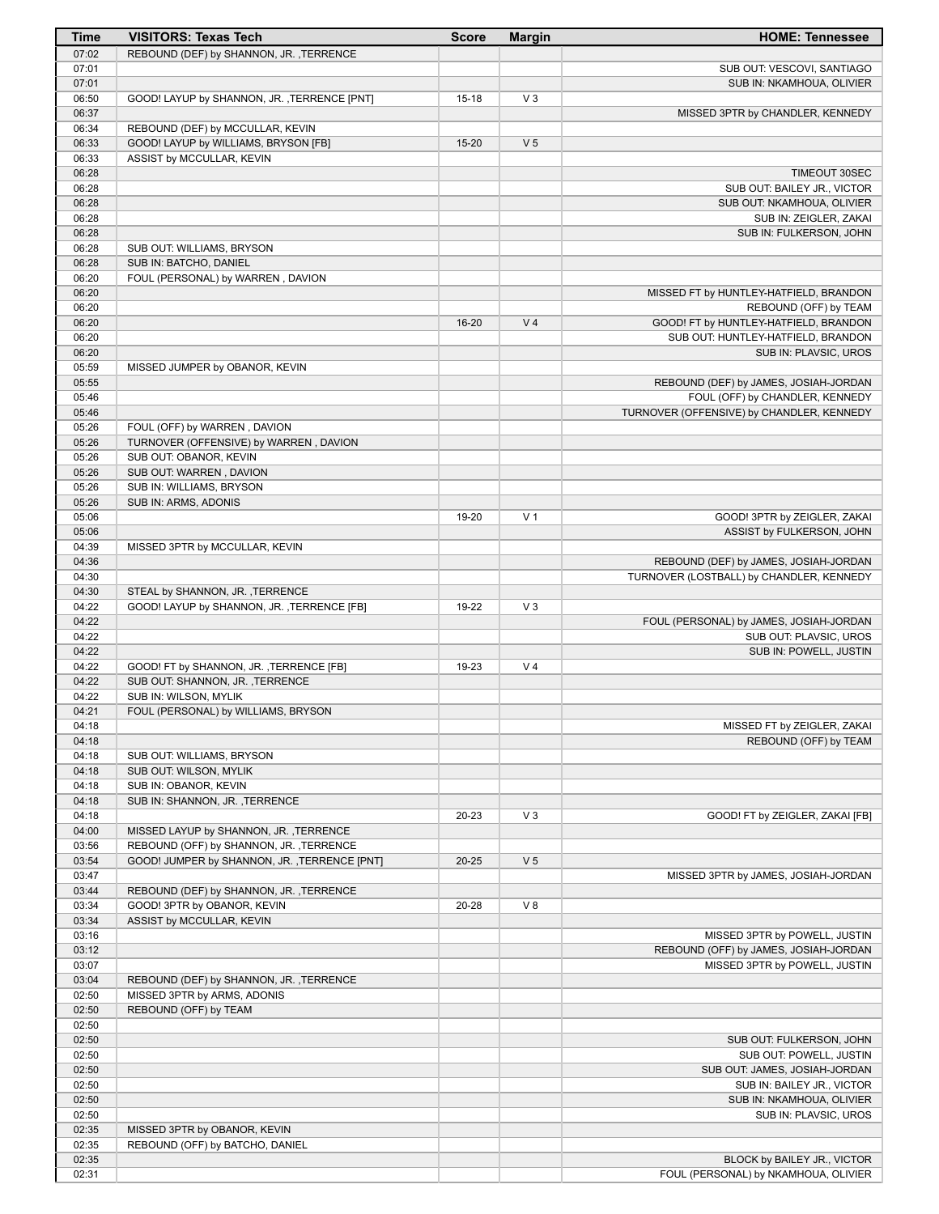| Time | VISITORS: Texas Tech | Score | Margin | HOME: Tennessee |
|---|---|---|---|---|
| 07:02 | REBOUND (DEF) by SHANNON, JR. ,TERRENCE | | | |
| 07:01 | | | | SUB OUT: VESCOVI, SANTIAGO |
| 07:01 | | | | SUB IN: NKAMHOUA, OLIVIER |
| 06:50 | GOOD! LAYUP by SHANNON, JR. ,TERRENCE [PNT] | 15-18 | V 3 | |
| 06:37 | | | | MISSED 3PTR by CHANDLER, KENNEDY |
| 06:34 | REBOUND (DEF) by MCCULLAR, KEVIN | | | |
| 06:33 | GOOD! LAYUP by WILLIAMS, BRYSON [FB] | 15-20 | V 5 | |
| 06:33 | ASSIST by MCCULLAR, KEVIN | | | |
| 06:28 | | | | TIMEOUT 30SEC |
| 06:28 | | | | SUB OUT: BAILEY JR., VICTOR |
| 06:28 | | | | SUB OUT: NKAMHOUA, OLIVIER |
| 06:28 | | | | SUB IN: ZEIGLER, ZAKAI |
| 06:28 | | | | SUB IN: FULKERSON, JOHN |
| 06:28 | SUB OUT: WILLIAMS, BRYSON | | | |
| 06:28 | SUB IN: BATCHO, DANIEL | | | |
| 06:20 | FOUL (PERSONAL) by WARREN , DAVION | | | |
| 06:20 | | | | MISSED FT by HUNTLEY-HATFIELD, BRANDON |
| 06:20 | | | | REBOUND (OFF) by TEAM |
| 06:20 | | 16-20 | V 4 | GOOD! FT by HUNTLEY-HATFIELD, BRANDON |
| 06:20 | | | | SUB OUT: HUNTLEY-HATFIELD, BRANDON |
| 06:20 | | | | SUB IN: PLAVSIC, UROS |
| 05:59 | MISSED JUMPER by OBANOR, KEVIN | | | |
| 05:55 | | | | REBOUND (DEF) by JAMES, JOSIAH-JORDAN |
| 05:46 | | | | FOUL (OFF) by CHANDLER, KENNEDY |
| 05:46 | | | | TURNOVER (OFFENSIVE) by CHANDLER, KENNEDY |
| 05:26 | FOUL (OFF) by WARREN , DAVION | | | |
| 05:26 | TURNOVER (OFFENSIVE) by WARREN , DAVION | | | |
| 05:26 | SUB OUT: OBANOR, KEVIN | | | |
| 05:26 | SUB OUT: WARREN , DAVION | | | |
| 05:26 | SUB IN: WILLIAMS, BRYSON | | | |
| 05:26 | SUB IN: ARMS, ADONIS | | | |
| 05:06 | | 19-20 | V 1 | GOOD! 3PTR by ZEIGLER, ZAKAI |
| 05:06 | | | | ASSIST by FULKERSON, JOHN |
| 04:39 | MISSED 3PTR by MCCULLAR, KEVIN | | | |
| 04:36 | | | | REBOUND (DEF) by JAMES, JOSIAH-JORDAN |
| 04:30 | | | | TURNOVER (LOSTBALL) by CHANDLER, KENNEDY |
| 04:30 | STEAL by SHANNON, JR. ,TERRENCE | | | |
| 04:22 | GOOD! LAYUP by SHANNON, JR. ,TERRENCE [FB] | 19-22 | V 3 | |
| 04:22 | | | | FOUL (PERSONAL) by JAMES, JOSIAH-JORDAN |
| 04:22 | | | | SUB OUT: PLAVSIC, UROS |
| 04:22 | | | | SUB IN: POWELL, JUSTIN |
| 04:22 | GOOD! FT by SHANNON, JR. ,TERRENCE [FB] | 19-23 | V 4 | |
| 04:22 | SUB OUT: SHANNON, JR. ,TERRENCE | | | |
| 04:22 | SUB IN: WILSON, MYLIK | | | |
| 04:21 | FOUL (PERSONAL) by WILLIAMS, BRYSON | | | |
| 04:18 | | | | MISSED FT by ZEIGLER, ZAKAI |
| 04:18 | | | | REBOUND (OFF) by TEAM |
| 04:18 | SUB OUT: WILLIAMS, BRYSON | | | |
| 04:18 | SUB OUT: WILSON, MYLIK | | | |
| 04:18 | SUB IN: OBANOR, KEVIN | | | |
| 04:18 | SUB IN: SHANNON, JR. ,TERRENCE | | | |
| 04:18 | | 20-23 | V 3 | GOOD! FT by ZEIGLER, ZAKAI [FB] |
| 04:00 | MISSED LAYUP by SHANNON, JR. ,TERRENCE | | | |
| 03:56 | REBOUND (OFF) by SHANNON, JR. ,TERRENCE | | | |
| 03:54 | GOOD! JUMPER by SHANNON, JR. ,TERRENCE [PNT] | 20-25 | V 5 | |
| 03:47 | | | | MISSED 3PTR by JAMES, JOSIAH-JORDAN |
| 03:44 | REBOUND (DEF) by SHANNON, JR. ,TERRENCE | | | |
| 03:34 | GOOD! 3PTR by OBANOR, KEVIN | 20-28 | V 8 | |
| 03:34 | ASSIST by MCCULLAR, KEVIN | | | |
| 03:16 | | | | MISSED 3PTR by POWELL, JUSTIN |
| 03:12 | | | | REBOUND (OFF) by JAMES, JOSIAH-JORDAN |
| 03:07 | | | | MISSED 3PTR by POWELL, JUSTIN |
| 03:04 | REBOUND (DEF) by SHANNON, JR. ,TERRENCE | | | |
| 02:50 | MISSED 3PTR by ARMS, ADONIS | | | |
| 02:50 | REBOUND (OFF) by TEAM | | | |
| 02:50 | | | | |
| 02:50 | | | | SUB OUT: FULKERSON, JOHN |
| 02:50 | | | | SUB OUT: POWELL, JUSTIN |
| 02:50 | | | | SUB OUT: JAMES, JOSIAH-JORDAN |
| 02:50 | | | | SUB IN: BAILEY JR., VICTOR |
| 02:50 | | | | SUB IN: NKAMHOUA, OLIVIER |
| 02:50 | | | | SUB IN: PLAVSIC, UROS |
| 02:35 | MISSED 3PTR by OBANOR, KEVIN | | | |
| 02:35 | REBOUND (OFF) by BATCHO, DANIEL | | | |
| 02:35 | | | | BLOCK by BAILEY JR., VICTOR |
| 02:31 | | | | FOUL (PERSONAL) by NKAMHOUA, OLIVIER |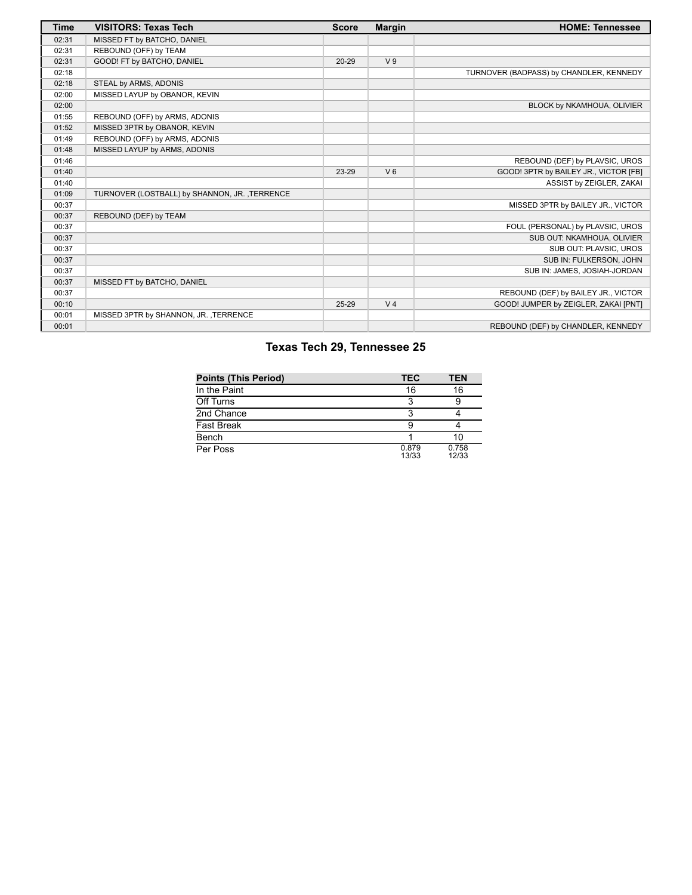| Time | VISITORS: Texas Tech | Score | Margin | HOME: Tennessee |
|---|---|---|---|---|
| 02:31 | MISSED FT by BATCHO, DANIEL | | | |
| 02:31 | REBOUND (OFF) by TEAM | | | |
| 02:31 | GOOD! FT by BATCHO, DANIEL | 20-29 | V 9 | |
| 02:18 | | | | TURNOVER (BADPASS) by CHANDLER, KENNEDY |
| 02:18 | STEAL by ARMS, ADONIS | | | |
| 02:00 | MISSED LAYUP by OBANOR, KEVIN | | | |
| 02:00 | | | | BLOCK by NKAMHOUA, OLIVIER |
| 01:55 | REBOUND (OFF) by ARMS, ADONIS | | | |
| 01:52 | MISSED 3PTR by OBANOR, KEVIN | | | |
| 01:49 | REBOUND (OFF) by ARMS, ADONIS | | | |
| 01:48 | MISSED LAYUP by ARMS, ADONIS | | | |
| 01:46 | | | | REBOUND (DEF) by PLAVSIC, UROS |
| 01:40 | | 23-29 | V 6 | GOOD! 3PTR by BAILEY JR., VICTOR [FB] |
| 01:40 | | | | ASSIST by ZEIGLER, ZAKAI |
| 01:09 | TURNOVER (LOSTBALL) by SHANNON, JR. ,TERRENCE | | | |
| 00:37 | | | | MISSED 3PTR by BAILEY JR., VICTOR |
| 00:37 | REBOUND (DEF) by TEAM | | | |
| 00:37 | | | | FOUL (PERSONAL) by PLAVSIC, UROS |
| 00:37 | | | | SUB OUT: NKAMHOUA, OLIVIER |
| 00:37 | | | | SUB OUT: PLAVSIC, UROS |
| 00:37 | | | | SUB IN: FULKERSON, JOHN |
| 00:37 | | | | SUB IN: JAMES, JOSIAH-JORDAN |
| 00:37 | MISSED FT by BATCHO, DANIEL | | | |
| 00:37 | | | | REBOUND (DEF) by BAILEY JR., VICTOR |
| 00:10 | | 25-29 | V 4 | GOOD! JUMPER by ZEIGLER, ZAKAI [PNT] |
| 00:01 | MISSED 3PTR by SHANNON, JR. ,TERRENCE | | | |
| 00:01 | | | | REBOUND (DEF) by CHANDLER, KENNEDY |

## Texas Tech 29, Tennessee 25

| Points (This Period) | TEC | TEN |
|---|---|---|
| In the Paint | 16 | 16 |
| Off Turns | 3 | 9 |
| 2nd Chance | 3 | 4 |
| Fast Break | 9 | 4 |
| Bench | 1 | 10 |
| Per Poss | 0.879 13/33 | 0.758 12/33 |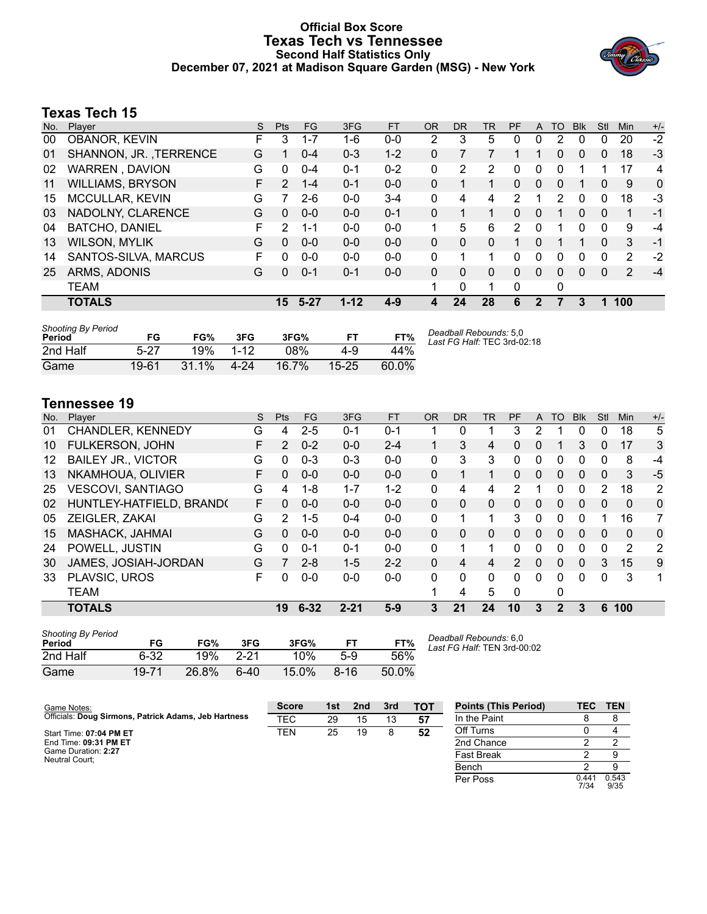# Official Box Score
## Texas Tech vs Tennessee
### Second Half Statistics Only
### December 07, 2021 at Madison Square Garden (MSG) - New York

## Texas Tech 15

| No. | Player | S | Pts | FG | 3FG | FT | OR | DR | TR | PF | A | TO | Blk | Stl | Min | +/- |
|---|---|---|---|---|---|---|---|---|---|---|---|---|---|---|---|---|
| 00 | OBANOR, KEVIN | F | 3 | 1-7 | 1-6 | 0-0 | 2 | 3 | 5 | 0 | 0 | 2 | 0 | 0 | 20 | -2 |
| 01 | SHANNON, JR. ,TERRENCE | G | 1 | 0-4 | 0-3 | 1-2 | 0 | 7 | 7 | 1 | 1 | 0 | 0 | 0 | 18 | -3 |
| 02 | WARREN , DAVION | G | 0 | 0-4 | 0-1 | 0-2 | 0 | 2 | 2 | 0 | 0 | 0 | 1 | 1 | 17 | 4 |
| 11 | WILLIAMS, BRYSON | F | 2 | 1-4 | 0-1 | 0-0 | 0 | 1 | 1 | 0 | 0 | 0 | 1 | 0 | 9 | 0 |
| 15 | MCCULLAR, KEVIN | G | 7 | 2-6 | 0-0 | 3-4 | 0 | 4 | 4 | 2 | 1 | 2 | 0 | 0 | 18 | -3 |
| 03 | NADOLNY, CLARENCE | G | 0 | 0-0 | 0-0 | 0-1 | 0 | 1 | 1 | 0 | 0 | 1 | 0 | 0 | 1 | -1 |
| 04 | BATCHO, DANIEL | F | 2 | 1-1 | 0-0 | 0-0 | 1 | 5 | 6 | 2 | 0 | 1 | 0 | 0 | 9 | -4 |
| 13 | WILSON, MYLIK | G | 0 | 0-0 | 0-0 | 0-0 | 0 | 0 | 0 | 1 | 0 | 1 | 1 | 0 | 3 | -1 |
| 14 | SANTOS-SILVA, MARCUS | F | 0 | 0-0 | 0-0 | 0-0 | 0 | 1 | 1 | 0 | 0 | 0 | 0 | 0 | 2 | -2 |
| 25 | ARMS, ADONIS | G | 0 | 0-1 | 0-1 | 0-0 | 0 | 0 | 0 | 0 | 0 | 0 | 0 | 0 | 2 | -4 |
| | TEAM | | | | | | 1 | 0 | 1 | 0 | | 0 | | | | |
| | **TOTALS** | | **15** | **5-27** | **1-12** | **4-9** | **4** | **24** | **28** | **6** | **2** | **7** | **3** | **1** | **100** | |

*Shooting By Period*

| Period | FG | FG% | 3FG | 3FG% | FT | FT% |
|---|---|---|---|---|---|---|
| 2nd Half | 5-27 | 19% | 1-12 | 08% | 4-9 | 44% |
| Game | 19-61 | 31.1% | 4-24 | 16.7% | 15-25 | 60.0% |

*Deadball Rebounds:* 5,0
*Last FG Half:* TEC 3rd-02:18

## Tennessee 19

| No. | Player | S | Pts | FG | 3FG | FT | OR | DR | TR | PF | A | TO | Blk | Stl | Min | +/- |
|---|---|---|---|---|---|---|---|---|---|---|---|---|---|---|---|---|
| 01 | CHANDLER, KENNEDY | G | 4 | 2-5 | 0-1 | 0-1 | 1 | 0 | 1 | 3 | 2 | 1 | 0 | 0 | 18 | 5 |
| 10 | FULKERSON, JOHN | F | 2 | 0-2 | 0-0 | 2-4 | 1 | 3 | 4 | 0 | 0 | 1 | 3 | 0 | 17 | 3 |
| 12 | BAILEY JR., VICTOR | G | 0 | 0-3 | 0-3 | 0-0 | 0 | 3 | 3 | 0 | 0 | 0 | 0 | 0 | 8 | -4 |
| 13 | NKAMHOUA, OLIVIER | F | 0 | 0-0 | 0-0 | 0-0 | 0 | 1 | 1 | 0 | 0 | 0 | 0 | 0 | 3 | -5 |
| 25 | VESCOVI, SANTIAGO | G | 4 | 1-8 | 1-7 | 1-2 | 0 | 4 | 4 | 2 | 1 | 0 | 0 | 2 | 18 | 2 |
| 02 | HUNTLEY-HATFIELD, BRAND( | F | 0 | 0-0 | 0-0 | 0-0 | 0 | 0 | 0 | 0 | 0 | 0 | 0 | 0 | 0 | 0 |
| 05 | ZEIGLER, ZAKAI | G | 2 | 1-5 | 0-4 | 0-0 | 0 | 1 | 1 | 3 | 0 | 0 | 0 | 1 | 16 | 7 |
| 15 | MASHACK, JAHMAI | G | 0 | 0-0 | 0-0 | 0-0 | 0 | 0 | 0 | 0 | 0 | 0 | 0 | 0 | 0 | 0 |
| 24 | POWELL, JUSTIN | G | 0 | 0-1 | 0-1 | 0-0 | 0 | 1 | 1 | 0 | 0 | 0 | 0 | 0 | 2 | 2 |
| 30 | JAMES, JOSIAH-JORDAN | G | 7 | 2-8 | 1-5 | 2-2 | 0 | 4 | 4 | 2 | 0 | 0 | 0 | 3 | 15 | 9 |
| 33 | PLAVSIC, UROS | F | 0 | 0-0 | 0-0 | 0-0 | 0 | 0 | 0 | 0 | 0 | 0 | 0 | 0 | 3 | 1 |
| | TEAM | | | | | | 1 | 4 | 5 | 0 | | 0 | | | | |
| | **TOTALS** | | **19** | **6-32** | **2-21** | **5-9** | **3** | **21** | **24** | **10** | **3** | **2** | **3** | **6** | **100** | |

*Shooting By Period*

| Period | FG | FG% | 3FG | 3FG% | FT | FT% |
|---|---|---|---|---|---|---|
| 2nd Half | 6-32 | 19% | 2-21 | 10% | 5-9 | 56% |
| Game | 19-71 | 26.8% | 6-40 | 15.0% | 8-16 | 50.0% |

*Deadball Rebounds:* 6,0
*Last FG Half:* TEN 3rd-00:02

Game Notes:
Officials: **Doug Sirmons, Patrick Adams, Jeb Hartness**

Start Time: **07:04 PM ET**
End Time: **09:31 PM ET**
Game Duration: **2:27**
Neutral Court;

| Score | 1st | 2nd | 3rd | TOT |
|---|---|---|---|---|
| TEC | 29 | 15 | 13 | 57 |
| TEN | 25 | 19 | 8 | 52 |

| Points (This Period) | TEC | TEN |
|---|---|---|
| In the Paint | 8 | 8 |
| Off Turns | 0 | 4 |
| 2nd Chance | 2 | 2 |
| Fast Break | 2 | 9 |
| Bench | 2 | 9 |
| Per Poss | 0.441 7/34 | 0.543 9/35 |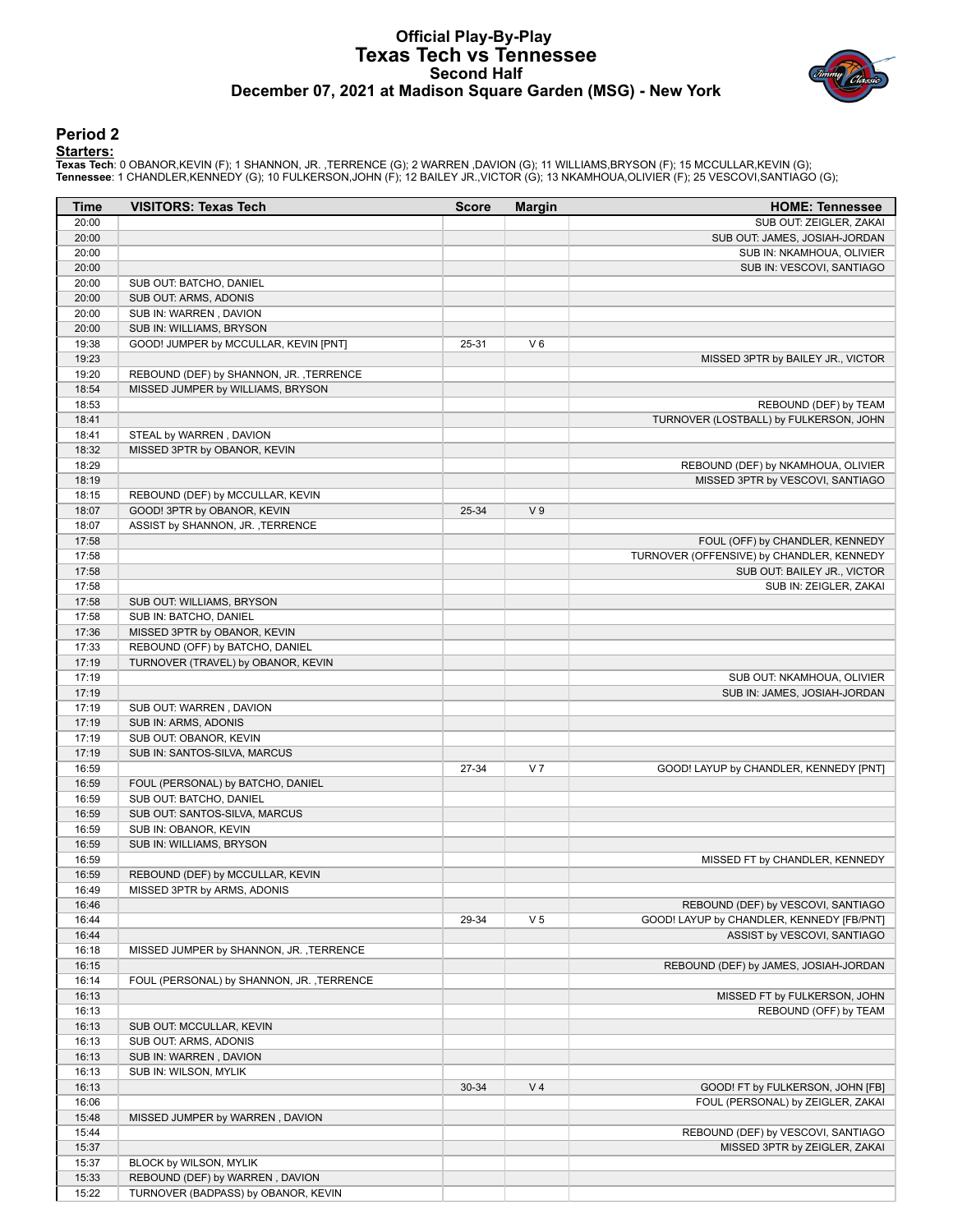# Official Play-By-Play
## Texas Tech vs Tennessee
### Second Half
### December 07, 2021 at Madison Square Garden (MSG) - New York

## Period 2

**Starters:**

**Texas Tech**: 0 OBANOR,KEVIN (F); 1 SHANNON, JR. ,TERRENCE (G); 2 WARREN ,DAVION (G); 11 WILLIAMS,BRYSON (F); 15 MCCULLAR,KEVIN (G);
**Tennessee**: 1 CHANDLER,KENNEDY (G); 10 FULKERSON,JOHN (F); 12 BAILEY JR.,VICTOR (G); 13 NKAMHOUA,OLIVIER (F); 25 VESCOVI,SANTIAGO (G);

| Time | VISITORS: Texas Tech | Score | Margin | HOME: Tennessee |
|---|---|---|---|---|
| 20:00 | | | | SUB OUT: ZEIGLER, ZAKAI |
| 20:00 | | | | SUB OUT: JAMES, JOSIAH-JORDAN |
| 20:00 | | | | SUB IN: NKAMHOUA, OLIVIER |
| 20:00 | | | | SUB IN: VESCOVI, SANTIAGO |
| 20:00 | SUB OUT: BATCHO, DANIEL | | | |
| 20:00 | SUB OUT: ARMS, ADONIS | | | |
| 20:00 | SUB IN: WARREN , DAVION | | | |
| 20:00 | SUB IN: WILLIAMS, BRYSON | | | |
| 19:38 | GOOD! JUMPER by MCCULLAR, KEVIN [PNT] | 25-31 | V 6 | |
| 19:23 | | | | MISSED 3PTR by BAILEY JR., VICTOR |
| 19:20 | REBOUND (DEF) by SHANNON, JR. ,TERRENCE | | | |
| 18:54 | MISSED JUMPER by WILLIAMS, BRYSON | | | |
| 18:53 | | | | REBOUND (DEF) by TEAM |
| 18:41 | | | | TURNOVER (LOSTBALL) by FULKERSON, JOHN |
| 18:41 | STEAL by WARREN , DAVION | | | |
| 18:32 | MISSED 3PTR by OBANOR, KEVIN | | | |
| 18:29 | | | | REBOUND (DEF) by NKAMHOUA, OLIVIER |
| 18:19 | | | | MISSED 3PTR by VESCOVI, SANTIAGO |
| 18:15 | REBOUND (DEF) by MCCULLAR, KEVIN | | | |
| 18:07 | GOOD! 3PTR by OBANOR, KEVIN | 25-34 | V 9 | |
| 18:07 | ASSIST by SHANNON, JR. ,TERRENCE | | | |
| 17:58 | | | | FOUL (OFF) by CHANDLER, KENNEDY |
| 17:58 | | | | TURNOVER (OFFENSIVE) by CHANDLER, KENNEDY |
| 17:58 | | | | SUB OUT: BAILEY JR., VICTOR |
| 17:58 | | | | SUB IN: ZEIGLER, ZAKAI |
| 17:58 | SUB OUT: WILLIAMS, BRYSON | | | |
| 17:58 | SUB IN: BATCHO, DANIEL | | | |
| 17:36 | MISSED 3PTR by OBANOR, KEVIN | | | |
| 17:33 | REBOUND (OFF) by BATCHO, DANIEL | | | |
| 17:19 | TURNOVER (TRAVEL) by OBANOR, KEVIN | | | |
| 17:19 | | | | SUB OUT: NKAMHOUA, OLIVIER |
| 17:19 | | | | SUB IN: JAMES, JOSIAH-JORDAN |
| 17:19 | SUB OUT: WARREN , DAVION | | | |
| 17:19 | SUB IN: ARMS, ADONIS | | | |
| 17:19 | SUB OUT: OBANOR, KEVIN | | | |
| 17:19 | SUB IN: SANTOS-SILVA, MARCUS | | | |
| 16:59 | | 27-34 | V 7 | GOOD! LAYUP by CHANDLER, KENNEDY [PNT] |
| 16:59 | FOUL (PERSONAL) by BATCHO, DANIEL | | | |
| 16:59 | SUB OUT: BATCHO, DANIEL | | | |
| 16:59 | SUB OUT: SANTOS-SILVA, MARCUS | | | |
| 16:59 | SUB IN: OBANOR, KEVIN | | | |
| 16:59 | SUB IN: WILLIAMS, BRYSON | | | |
| 16:59 | | | | MISSED FT by CHANDLER, KENNEDY |
| 16:59 | REBOUND (DEF) by MCCULLAR, KEVIN | | | |
| 16:49 | MISSED 3PTR by ARMS, ADONIS | | | |
| 16:46 | | | | REBOUND (DEF) by VESCOVI, SANTIAGO |
| 16:44 | | 29-34 | V 5 | GOOD! LAYUP by CHANDLER, KENNEDY [FB/PNT] |
| 16:44 | | | | ASSIST by VESCOVI, SANTIAGO |
| 16:18 | MISSED JUMPER by SHANNON, JR. ,TERRENCE | | | |
| 16:15 | | | | REBOUND (DEF) by JAMES, JOSIAH-JORDAN |
| 16:14 | FOUL (PERSONAL) by SHANNON, JR. ,TERRENCE | | | |
| 16:13 | | | | MISSED FT by FULKERSON, JOHN |
| 16:13 | | | | REBOUND (OFF) by TEAM |
| 16:13 | SUB OUT: MCCULLAR, KEVIN | | | |
| 16:13 | SUB OUT: ARMS, ADONIS | | | |
| 16:13 | SUB IN: WARREN , DAVION | | | |
| 16:13 | SUB IN: WILSON, MYLIK | | | |
| 16:13 | | 30-34 | V 4 | GOOD! FT by FULKERSON, JOHN [FB] |
| 16:06 | | | | FOUL (PERSONAL) by ZEIGLER, ZAKAI |
| 15:48 | MISSED JUMPER by WARREN , DAVION | | | |
| 15:44 | | | | REBOUND (DEF) by VESCOVI, SANTIAGO |
| 15:37 | | | | MISSED 3PTR by ZEIGLER, ZAKAI |
| 15:37 | BLOCK by WILSON, MYLIK | | | |
| 15:33 | REBOUND (DEF) by WARREN , DAVION | | | |
| 15:22 | TURNOVER (BADPASS) by OBANOR, KEVIN | | | |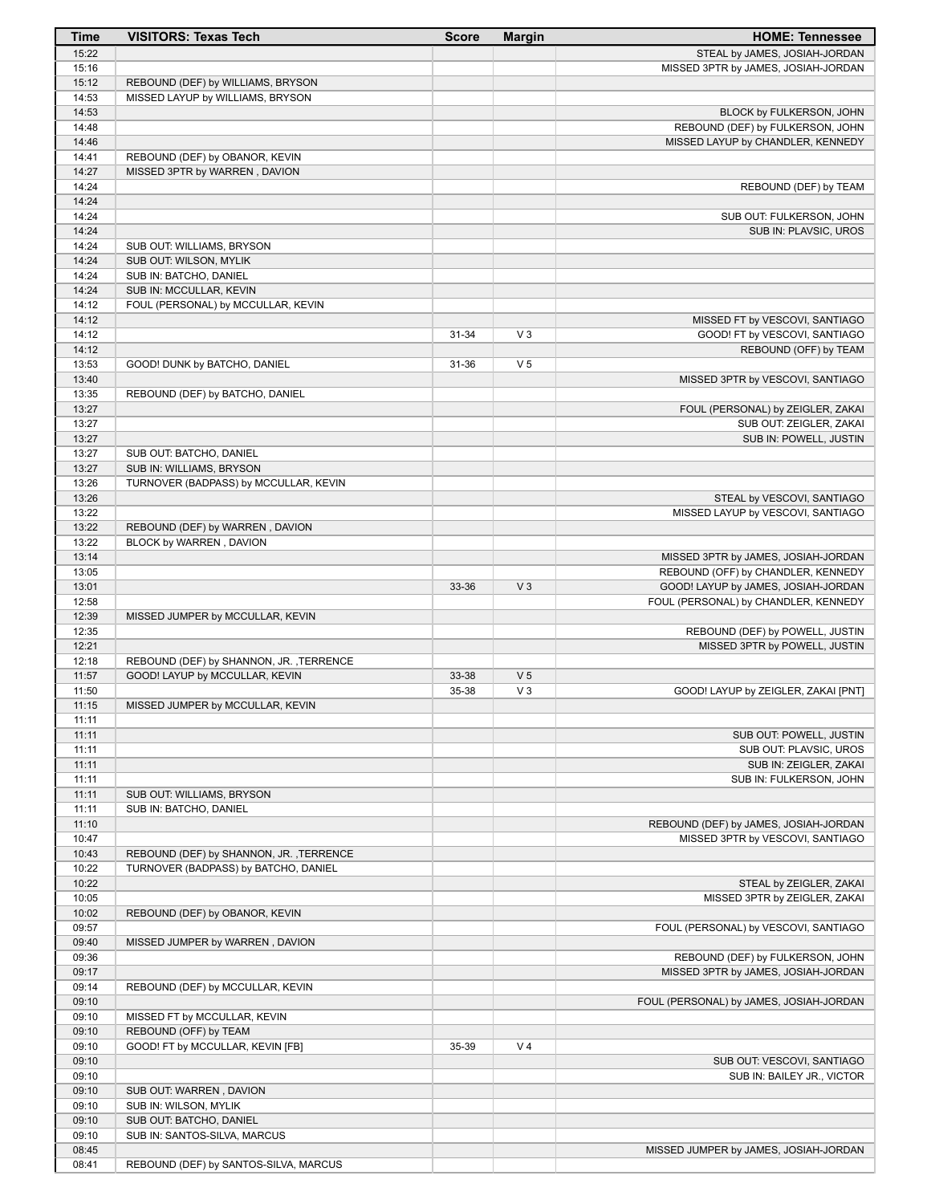| Time | VISITORS: Texas Tech | Score | Margin | HOME: Tennessee |
|---|---|---|---|---|
| 15:22 | | | | STEAL by JAMES, JOSIAH-JORDAN |
| 15:16 | | | | MISSED 3PTR by JAMES, JOSIAH-JORDAN |
| 15:12 | REBOUND (DEF) by WILLIAMS, BRYSON | | | |
| 14:53 | MISSED LAYUP by WILLIAMS, BRYSON | | | |
| 14:53 | | | | BLOCK by FULKERSON, JOHN |
| 14:48 | | | | REBOUND (DEF) by FULKERSON, JOHN |
| 14:46 | | | | MISSED LAYUP by CHANDLER, KENNEDY |
| 14:41 | REBOUND (DEF) by OBANOR, KEVIN | | | |
| 14:27 | MISSED 3PTR by WARREN , DAVION | | | |
| 14:24 | | | | REBOUND (DEF) by TEAM |
| 14:24 | | | | |
| 14:24 | | | | SUB OUT: FULKERSON, JOHN |
| 14:24 | | | | SUB IN: PLAVSIC, UROS |
| 14:24 | SUB OUT: WILLIAMS, BRYSON | | | |
| 14:24 | SUB OUT: WILSON, MYLIK | | | |
| 14:24 | SUB IN: BATCHO, DANIEL | | | |
| 14:24 | SUB IN: MCCULLAR, KEVIN | | | |
| 14:12 | FOUL (PERSONAL) by MCCULLAR, KEVIN | | | |
| 14:12 | | | | MISSED FT by VESCOVI, SANTIAGO |
| 14:12 | | 31-34 | V 3 | GOOD! FT by VESCOVI, SANTIAGO |
| 14:12 | | | | REBOUND (OFF) by TEAM |
| 13:53 | GOOD! DUNK by BATCHO, DANIEL | 31-36 | V 5 | |
| 13:40 | | | | MISSED 3PTR by VESCOVI, SANTIAGO |
| 13:35 | REBOUND (DEF) by BATCHO, DANIEL | | | |
| 13:27 | | | | FOUL (PERSONAL) by ZEIGLER, ZAKAI |
| 13:27 | | | | SUB OUT: ZEIGLER, ZAKAI |
| 13:27 | | | | SUB IN: POWELL, JUSTIN |
| 13:27 | SUB OUT: BATCHO, DANIEL | | | |
| 13:27 | SUB IN: WILLIAMS, BRYSON | | | |
| 13:26 | TURNOVER (BADPASS) by MCCULLAR, KEVIN | | | |
| 13:26 | | | | STEAL by VESCOVI, SANTIAGO |
| 13:22 | | | | MISSED LAYUP by VESCOVI, SANTIAGO |
| 13:22 | REBOUND (DEF) by WARREN , DAVION | | | |
| 13:22 | BLOCK by WARREN , DAVION | | | |
| 13:14 | | | | MISSED 3PTR by JAMES, JOSIAH-JORDAN |
| 13:05 | | | | REBOUND (OFF) by CHANDLER, KENNEDY |
| 13:01 | | 33-36 | V 3 | GOOD! LAYUP by JAMES, JOSIAH-JORDAN |
| 12:58 | | | | FOUL (PERSONAL) by CHANDLER, KENNEDY |
| 12:39 | MISSED JUMPER by MCCULLAR, KEVIN | | | |
| 12:35 | | | | REBOUND (DEF) by POWELL, JUSTIN |
| 12:21 | | | | MISSED 3PTR by POWELL, JUSTIN |
| 12:18 | REBOUND (DEF) by SHANNON, JR. ,TERRENCE | | | |
| 11:57 | GOOD! LAYUP by MCCULLAR, KEVIN | 33-38 | V 5 | |
| 11:50 | | 35-38 | V 3 | GOOD! LAYUP by ZEIGLER, ZAKAI [PNT] |
| 11:15 | MISSED JUMPER by MCCULLAR, KEVIN | | | |
| 11:11 | | | | |
| 11:11 | | | | SUB OUT: POWELL, JUSTIN |
| 11:11 | | | | SUB OUT: PLAVSIC, UROS |
| 11:11 | | | | SUB IN: ZEIGLER, ZAKAI |
| 11:11 | | | | SUB IN: FULKERSON, JOHN |
| 11:11 | SUB OUT: WILLIAMS, BRYSON | | | |
| 11:11 | SUB IN: BATCHO, DANIEL | | | |
| 11:10 | | | | REBOUND (DEF) by JAMES, JOSIAH-JORDAN |
| 10:47 | | | | MISSED 3PTR by VESCOVI, SANTIAGO |
| 10:43 | REBOUND (DEF) by SHANNON, JR. ,TERRENCE | | | |
| 10:22 | TURNOVER (BADPASS) by BATCHO, DANIEL | | | |
| 10:22 | | | | STEAL by ZEIGLER, ZAKAI |
| 10:05 | | | | MISSED 3PTR by ZEIGLER, ZAKAI |
| 10:02 | REBOUND (DEF) by OBANOR, KEVIN | | | |
| 09:57 | | | | FOUL (PERSONAL) by VESCOVI, SANTIAGO |
| 09:40 | MISSED JUMPER by WARREN , DAVION | | | |
| 09:36 | | | | REBOUND (DEF) by FULKERSON, JOHN |
| 09:17 | | | | MISSED 3PTR by JAMES, JOSIAH-JORDAN |
| 09:14 | REBOUND (DEF) by MCCULLAR, KEVIN | | | |
| 09:10 | | | | FOUL (PERSONAL) by JAMES, JOSIAH-JORDAN |
| 09:10 | MISSED FT by MCCULLAR, KEVIN | | | |
| 09:10 | REBOUND (OFF) by TEAM | | | |
| 09:10 | GOOD! FT by MCCULLAR, KEVIN [FB] | 35-39 | V 4 | |
| 09:10 | | | | SUB OUT: VESCOVI, SANTIAGO |
| 09:10 | | | | SUB IN: BAILEY JR., VICTOR |
| 09:10 | SUB OUT: WARREN , DAVION | | | |
| 09:10 | SUB IN: WILSON, MYLIK | | | |
| 09:10 | SUB OUT: BATCHO, DANIEL | | | |
| 09:10 | SUB IN: SANTOS-SILVA, MARCUS | | | |
| 08:45 | | | | MISSED JUMPER by JAMES, JOSIAH-JORDAN |
| 08:41 | REBOUND (DEF) by SANTOS-SILVA, MARCUS | | | |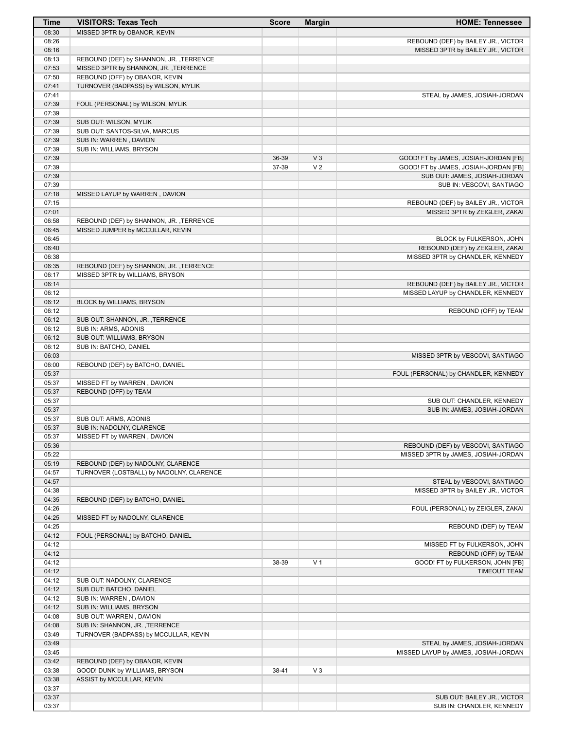| Time | VISITORS: Texas Tech | Score | Margin | HOME: Tennessee |
| --- | --- | --- | --- | --- |
| 08:30 | MISSED 3PTR by OBANOR, KEVIN | | | |
| 08:26 | | | | REBOUND (DEF) by BAILEY JR., VICTOR |
| 08:16 | | | | MISSED 3PTR by BAILEY JR., VICTOR |
| 08:13 | REBOUND (DEF) by SHANNON, JR. ,TERRENCE | | | |
| 07:53 | MISSED 3PTR by SHANNON, JR. ,TERRENCE | | | |
| 07:50 | REBOUND (OFF) by OBANOR, KEVIN | | | |
| 07:41 | TURNOVER (BADPASS) by WILSON, MYLIK | | | |
| 07:41 | | | | STEAL by JAMES, JOSIAH-JORDAN |
| 07:39 | FOUL (PERSONAL) by WILSON, MYLIK | | | |
| 07:39 | | | | |
| 07:39 | SUB OUT: WILSON, MYLIK | | | |
| 07:39 | SUB OUT: SANTOS-SILVA, MARCUS | | | |
| 07:39 | SUB IN: WARREN , DAVION | | | |
| 07:39 | SUB IN: WILLIAMS, BRYSON | | | |
| 07:39 | | 36-39 | V 3 | GOOD! FT by JAMES, JOSIAH-JORDAN [FB] |
| 07:39 | | 37-39 | V 2 | GOOD! FT by JAMES, JOSIAH-JORDAN [FB] |
| 07:39 | | | | SUB OUT: JAMES, JOSIAH-JORDAN |
| 07:39 | | | | SUB IN: VESCOVI, SANTIAGO |
| 07:18 | MISSED LAYUP by WARREN , DAVION | | | |
| 07:15 | | | | REBOUND (DEF) by BAILEY JR., VICTOR |
| 07:01 | | | | MISSED 3PTR by ZEIGLER, ZAKAI |
| 06:58 | REBOUND (DEF) by SHANNON, JR. ,TERRENCE | | | |
| 06:45 | MISSED JUMPER by MCCULLAR, KEVIN | | | |
| 06:45 | | | | BLOCK by FULKERSON, JOHN |
| 06:40 | | | | REBOUND (DEF) by ZEIGLER, ZAKAI |
| 06:38 | | | | MISSED 3PTR by CHANDLER, KENNEDY |
| 06:35 | REBOUND (DEF) by SHANNON, JR. ,TERRENCE | | | |
| 06:17 | MISSED 3PTR by WILLIAMS, BRYSON | | | |
| 06:14 | | | | REBOUND (DEF) by BAILEY JR., VICTOR |
| 06:12 | | | | MISSED LAYUP by CHANDLER, KENNEDY |
| 06:12 | BLOCK by WILLIAMS, BRYSON | | | |
| 06:12 | | | | REBOUND (OFF) by TEAM |
| 06:12 | SUB OUT: SHANNON, JR. ,TERRENCE | | | |
| 06:12 | SUB IN: ARMS, ADONIS | | | |
| 06:12 | SUB OUT: WILLIAMS, BRYSON | | | |
| 06:12 | SUB IN: BATCHO, DANIEL | | | |
| 06:03 | | | | MISSED 3PTR by VESCOVI, SANTIAGO |
| 06:00 | REBOUND (DEF) by BATCHO, DANIEL | | | |
| 05:37 | | | | FOUL (PERSONAL) by CHANDLER, KENNEDY |
| 05:37 | MISSED FT by WARREN , DAVION | | | |
| 05:37 | REBOUND (OFF) by TEAM | | | |
| 05:37 | | | | SUB OUT: CHANDLER, KENNEDY |
| 05:37 | | | | SUB IN: JAMES, JOSIAH-JORDAN |
| 05:37 | SUB OUT: ARMS, ADONIS | | | |
| 05:37 | SUB IN: NADOLNY, CLARENCE | | | |
| 05:37 | MISSED FT by WARREN , DAVION | | | |
| 05:36 | | | | REBOUND (DEF) by VESCOVI, SANTIAGO |
| 05:22 | | | | MISSED 3PTR by JAMES, JOSIAH-JORDAN |
| 05:19 | REBOUND (DEF) by NADOLNY, CLARENCE | | | |
| 04:57 | TURNOVER (LOSTBALL) by NADOLNY, CLARENCE | | | |
| 04:57 | | | | STEAL by VESCOVI, SANTIAGO |
| 04:38 | | | | MISSED 3PTR by BAILEY JR., VICTOR |
| 04:35 | REBOUND (DEF) by BATCHO, DANIEL | | | |
| 04:26 | | | | FOUL (PERSONAL) by ZEIGLER, ZAKAI |
| 04:25 | MISSED FT by NADOLNY, CLARENCE | | | |
| 04:25 | | | | REBOUND (DEF) by TEAM |
| 04:12 | FOUL (PERSONAL) by BATCHO, DANIEL | | | |
| 04:12 | | | | MISSED FT by FULKERSON, JOHN |
| 04:12 | | | | REBOUND (OFF) by TEAM |
| 04:12 | | 38-39 | V 1 | GOOD! FT by FULKERSON, JOHN [FB] |
| 04:12 | | | | TIMEOUT TEAM |
| 04:12 | SUB OUT: NADOLNY, CLARENCE | | | |
| 04:12 | SUB OUT: BATCHO, DANIEL | | | |
| 04:12 | SUB IN: WARREN , DAVION | | | |
| 04:12 | SUB IN: WILLIAMS, BRYSON | | | |
| 04:08 | SUB OUT: WARREN , DAVION | | | |
| 04:08 | SUB IN: SHANNON, JR. ,TERRENCE | | | |
| 03:49 | TURNOVER (BADPASS) by MCCULLAR, KEVIN | | | |
| 03:49 | | | | STEAL by JAMES, JOSIAH-JORDAN |
| 03:45 | | | | MISSED LAYUP by JAMES, JOSIAH-JORDAN |
| 03:42 | REBOUND (DEF) by OBANOR, KEVIN | | | |
| 03:38 | GOOD! DUNK by WILLIAMS, BRYSON | 38-41 | V 3 | |
| 03:38 | ASSIST by MCCULLAR, KEVIN | | | |
| 03:37 | | | | |
| 03:37 | | | | SUB OUT: BAILEY JR., VICTOR |
| 03:37 | | | | SUB IN: CHANDLER, KENNEDY |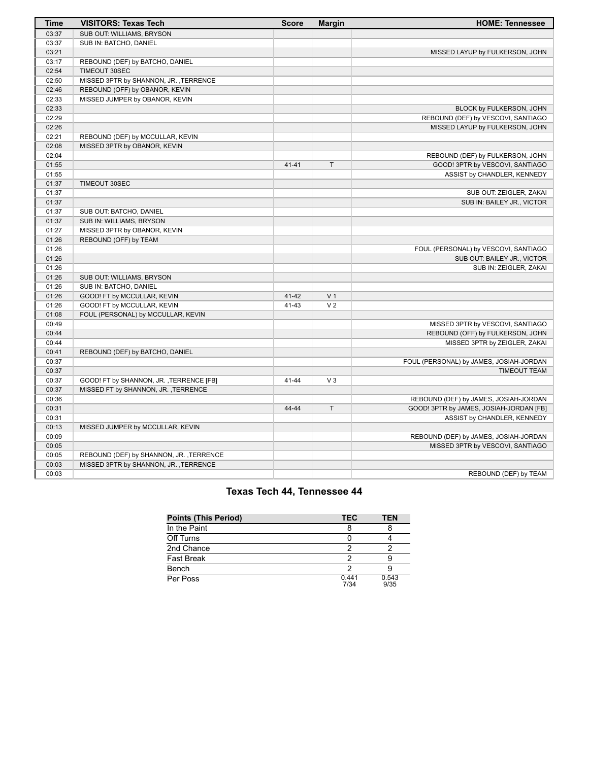| Time | VISITORS: Texas Tech | Score | Margin | HOME: Tennessee |
|---|---|---|---|---|
| 03:37 | SUB OUT: WILLIAMS, BRYSON | | | |
| 03:37 | SUB IN: BATCHO, DANIEL | | | |
| 03:21 | | | | MISSED LAYUP by FULKERSON, JOHN |
| 03:17 | REBOUND (DEF) by BATCHO, DANIEL | | | |
| 02:54 | TIMEOUT 30SEC | | | |
| 02:50 | MISSED 3PTR by SHANNON, JR. ,TERRENCE | | | |
| 02:46 | REBOUND (OFF) by OBANOR, KEVIN | | | |
| 02:33 | MISSED JUMPER by OBANOR, KEVIN | | | |
| 02:33 | | | | BLOCK by FULKERSON, JOHN |
| 02:29 | | | | REBOUND (DEF) by VESCOVI, SANTIAGO |
| 02:26 | | | | MISSED LAYUP by FULKERSON, JOHN |
| 02:21 | REBOUND (DEF) by MCCULLAR, KEVIN | | | |
| 02:08 | MISSED 3PTR by OBANOR, KEVIN | | | |
| 02:04 | | | | REBOUND (DEF) by FULKERSON, JOHN |
| 01:55 | | 41-41 | T | GOOD! 3PTR by VESCOVI, SANTIAGO |
| 01:55 | | | | ASSIST by CHANDLER, KENNEDY |
| 01:37 | TIMEOUT 30SEC | | | |
| 01:37 | | | | SUB OUT: ZEIGLER, ZAKAI |
| 01:37 | | | | SUB IN: BAILEY JR., VICTOR |
| 01:37 | SUB OUT: BATCHO, DANIEL | | | |
| 01:37 | SUB IN: WILLIAMS, BRYSON | | | |
| 01:27 | MISSED 3PTR by OBANOR, KEVIN | | | |
| 01:26 | REBOUND (OFF) by TEAM | | | |
| 01:26 | | | | FOUL (PERSONAL) by VESCOVI, SANTIAGO |
| 01:26 | | | | SUB OUT: BAILEY JR., VICTOR |
| 01:26 | | | | SUB IN: ZEIGLER, ZAKAI |
| 01:26 | SUB OUT: WILLIAMS, BRYSON | | | |
| 01:26 | SUB IN: BATCHO, DANIEL | | | |
| 01:26 | GOOD! FT by MCCULLAR, KEVIN | 41-42 | V 1 | |
| 01:26 | GOOD! FT by MCCULLAR, KEVIN | 41-43 | V 2 | |
| 01:08 | FOUL (PERSONAL) by MCCULLAR, KEVIN | | | |
| 00:49 | | | | MISSED 3PTR by VESCOVI, SANTIAGO |
| 00:44 | | | | REBOUND (OFF) by FULKERSON, JOHN |
| 00:44 | | | | MISSED 3PTR by ZEIGLER, ZAKAI |
| 00:41 | REBOUND (DEF) by BATCHO, DANIEL | | | |
| 00:37 | | | | FOUL (PERSONAL) by JAMES, JOSIAH-JORDAN |
| 00:37 | | | | TIMEOUT TEAM |
| 00:37 | GOOD! FT by SHANNON, JR. ,TERRENCE [FB] | 41-44 | V 3 | |
| 00:37 | MISSED FT by SHANNON, JR. ,TERRENCE | | | |
| 00:36 | | | | REBOUND (DEF) by JAMES, JOSIAH-JORDAN |
| 00:31 | | 44-44 | T | GOOD! 3PTR by JAMES, JOSIAH-JORDAN [FB] |
| 00:31 | | | | ASSIST by CHANDLER, KENNEDY |
| 00:13 | MISSED JUMPER by MCCULLAR, KEVIN | | | |
| 00:09 | | | | REBOUND (DEF) by JAMES, JOSIAH-JORDAN |
| 00:05 | | | | MISSED 3PTR by VESCOVI, SANTIAGO |
| 00:05 | REBOUND (DEF) by SHANNON, JR. ,TERRENCE | | | |
| 00:03 | MISSED 3PTR by SHANNON, JR. ,TERRENCE | | | |
| 00:03 | | | | REBOUND (DEF) by TEAM |

## Texas Tech 44, Tennessee 44

| Points (This Period) | TEC | TEN |
|---|---|---|
| In the Paint | 8 | 8 |
| Off Turns | 0 | 4 |
| 2nd Chance | 2 | 2 |
| Fast Break | 2 | 9 |
| Bench | 2 | 9 |
| Per Poss | 0.441 7/34 | 0.543 9/35 |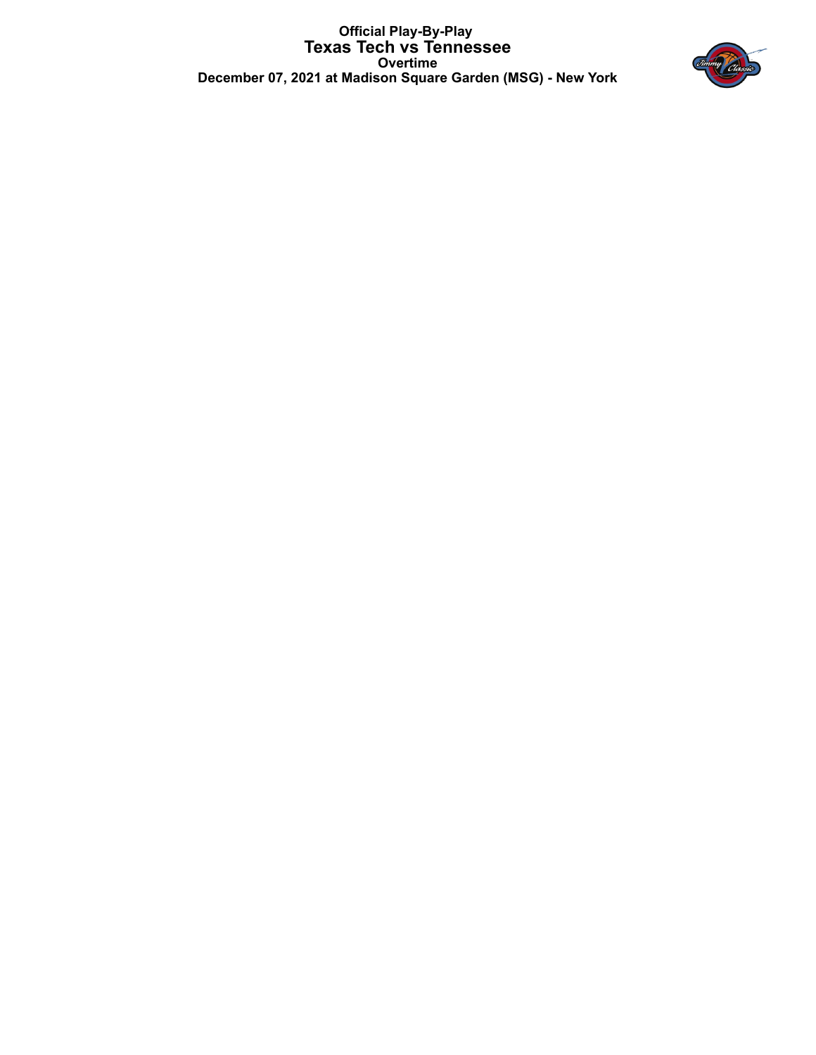**Official Play-By-Play**

**Texas Tech vs Tennessee**

**Overtime**

**December 07, 2021 at Madison Square Garden (MSG) - New York**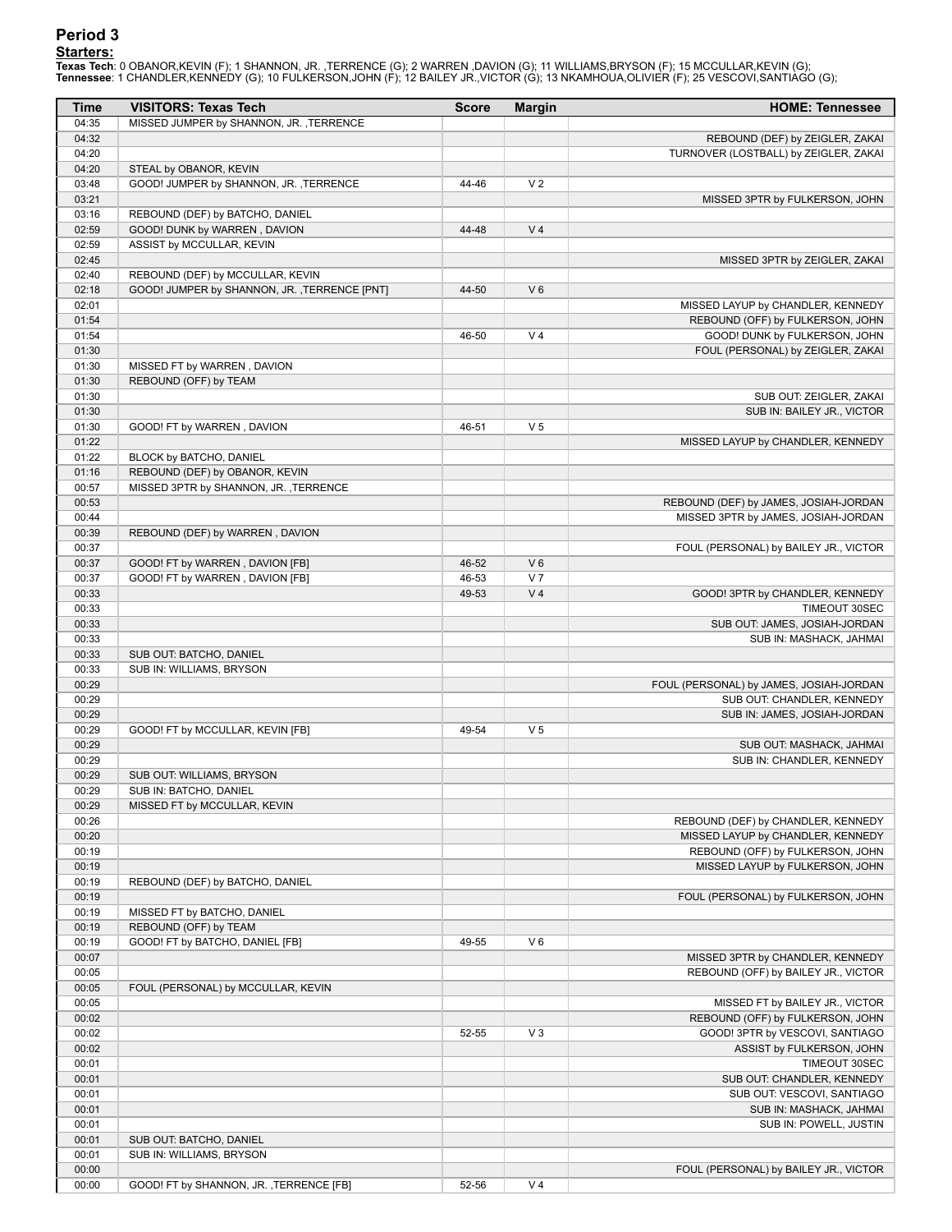# Period 3

**Starters:**

**Texas Tech**: 0 OBANOR,KEVIN (F); 1 SHANNON, JR. ,TERRENCE (G); 2 WARREN ,DAVION (G); 11 WILLIAMS,BRYSON (F); 15 MCCULLAR,KEVIN (G);
**Tennessee**: 1 CHANDLER,KENNEDY (G); 10 FULKERSON,JOHN (F); 12 BAILEY JR.,VICTOR (G); 13 NKAMHOUA,OLIVIER (F); 25 VESCOVI,SANTIAGO (G);

| Time | VISITORS: Texas Tech | Score | Margin | HOME: Tennessee |
|---|---|---|---|---|
| 04:35 | MISSED JUMPER by SHANNON, JR. ,TERRENCE | | | |
| 04:32 | | | | REBOUND (DEF) by ZEIGLER, ZAKAI |
| 04:20 | | | | TURNOVER (LOSTBALL) by ZEIGLER, ZAKAI |
| 04:20 | STEAL by OBANOR, KEVIN | | | |
| 03:48 | GOOD! JUMPER by SHANNON, JR. ,TERRENCE | 44-46 | V 2 | |
| 03:21 | | | | MISSED 3PTR by FULKERSON, JOHN |
| 03:16 | REBOUND (DEF) by BATCHO, DANIEL | | | |
| 02:59 | GOOD! DUNK by WARREN , DAVION | 44-48 | V 4 | |
| 02:59 | ASSIST by MCCULLAR, KEVIN | | | |
| 02:45 | | | | MISSED 3PTR by ZEIGLER, ZAKAI |
| 02:40 | REBOUND (DEF) by MCCULLAR, KEVIN | | | |
| 02:18 | GOOD! JUMPER by SHANNON, JR. ,TERRENCE [PNT] | 44-50 | V 6 | |
| 02:01 | | | | MISSED LAYUP by CHANDLER, KENNEDY |
| 01:54 | | | | REBOUND (OFF) by FULKERSON, JOHN |
| 01:54 | | 46-50 | V 4 | GOOD! DUNK by FULKERSON, JOHN |
| 01:30 | | | | FOUL (PERSONAL) by ZEIGLER, ZAKAI |
| 01:30 | MISSED FT by WARREN , DAVION | | | |
| 01:30 | REBOUND (OFF) by TEAM | | | |
| 01:30 | | | | SUB OUT: ZEIGLER, ZAKAI |
| 01:30 | | | | SUB IN: BAILEY JR., VICTOR |
| 01:30 | GOOD! FT by WARREN , DAVION | 46-51 | V 5 | |
| 01:22 | | | | MISSED LAYUP by CHANDLER, KENNEDY |
| 01:22 | BLOCK by BATCHO, DANIEL | | | |
| 01:16 | REBOUND (DEF) by OBANOR, KEVIN | | | |
| 00:57 | MISSED 3PTR by SHANNON, JR. ,TERRENCE | | | |
| 00:53 | | | | REBOUND (DEF) by JAMES, JOSIAH-JORDAN |
| 00:44 | | | | MISSED 3PTR by JAMES, JOSIAH-JORDAN |
| 00:39 | REBOUND (DEF) by WARREN , DAVION | | | |
| 00:37 | | | | FOUL (PERSONAL) by BAILEY JR., VICTOR |
| 00:37 | GOOD! FT by WARREN , DAVION [FB] | 46-52 | V 6 | |
| 00:37 | GOOD! FT by WARREN , DAVION [FB] | 46-53 | V 7 | |
| 00:33 | | 49-53 | V 4 | GOOD! 3PTR by CHANDLER, KENNEDY |
| 00:33 | | | | TIMEOUT 30SEC |
| 00:33 | | | | SUB OUT: JAMES, JOSIAH-JORDAN |
| 00:33 | | | | SUB IN: MASHACK, JAHMAI |
| 00:33 | SUB OUT: BATCHO, DANIEL | | | |
| 00:33 | SUB IN: WILLIAMS, BRYSON | | | |
| 00:29 | | | | FOUL (PERSONAL) by JAMES, JOSIAH-JORDAN |
| 00:29 | | | | SUB OUT: CHANDLER, KENNEDY |
| 00:29 | | | | SUB IN: JAMES, JOSIAH-JORDAN |
| 00:29 | GOOD! FT by MCCULLAR, KEVIN [FB] | 49-54 | V 5 | |
| 00:29 | | | | SUB OUT: MASHACK, JAHMAI |
| 00:29 | | | | SUB IN: CHANDLER, KENNEDY |
| 00:29 | SUB OUT: WILLIAMS, BRYSON | | | |
| 00:29 | SUB IN: BATCHO, DANIEL | | | |
| 00:29 | MISSED FT by MCCULLAR, KEVIN | | | |
| 00:26 | | | | REBOUND (DEF) by CHANDLER, KENNEDY |
| 00:20 | | | | MISSED LAYUP by CHANDLER, KENNEDY |
| 00:19 | | | | REBOUND (OFF) by FULKERSON, JOHN |
| 00:19 | | | | MISSED LAYUP by FULKERSON, JOHN |
| 00:19 | REBOUND (DEF) by BATCHO, DANIEL | | | |
| 00:19 | | | | FOUL (PERSONAL) by FULKERSON, JOHN |
| 00:19 | MISSED FT by BATCHO, DANIEL | | | |
| 00:19 | REBOUND (OFF) by TEAM | | | |
| 00:19 | GOOD! FT by BATCHO, DANIEL [FB] | 49-55 | V 6 | |
| 00:07 | | | | MISSED 3PTR by CHANDLER, KENNEDY |
| 00:05 | | | | REBOUND (OFF) by BAILEY JR., VICTOR |
| 00:05 | FOUL (PERSONAL) by MCCULLAR, KEVIN | | | |
| 00:05 | | | | MISSED FT by BAILEY JR., VICTOR |
| 00:02 | | | | REBOUND (OFF) by FULKERSON, JOHN |
| 00:02 | | 52-55 | V 3 | GOOD! 3PTR by VESCOVI, SANTIAGO |
| 00:02 | | | | ASSIST by FULKERSON, JOHN |
| 00:01 | | | | TIMEOUT 30SEC |
| 00:01 | | | | SUB OUT: CHANDLER, KENNEDY |
| 00:01 | | | | SUB OUT: VESCOVI, SANTIAGO |
| 00:01 | | | | SUB IN: MASHACK, JAHMAI |
| 00:01 | | | | SUB IN: POWELL, JUSTIN |
| 00:01 | SUB OUT: BATCHO, DANIEL | | | |
| 00:01 | SUB IN: WILLIAMS, BRYSON | | | |
| 00:00 | | | | FOUL (PERSONAL) by BAILEY JR., VICTOR |
| 00:00 | GOOD! FT by SHANNON, JR. ,TERRENCE [FB] | 52-56 | V 4 | |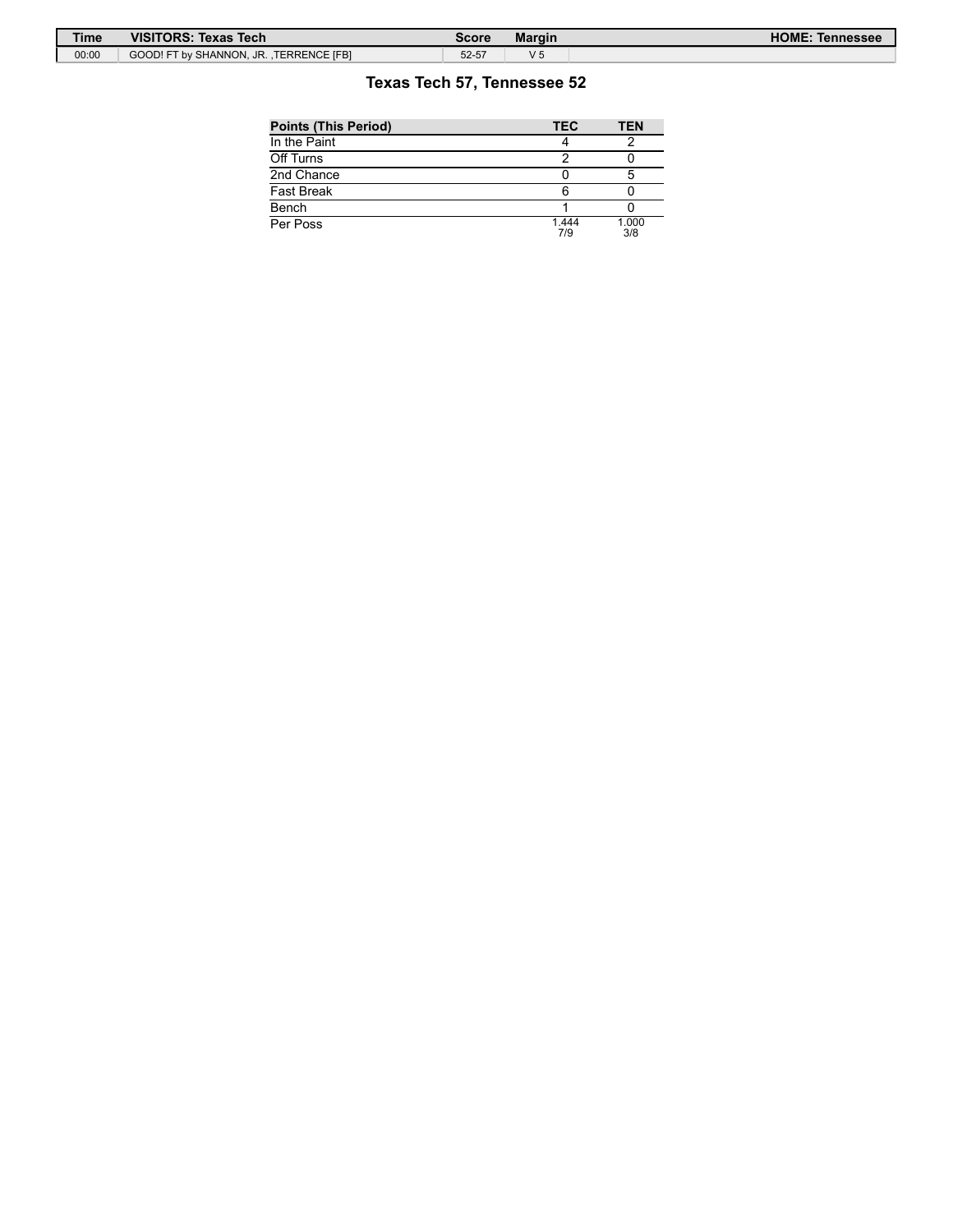| Time | VISITORS: Texas Tech | Score | Margin | HOME: Tennessee |
| --- | --- | --- | --- | --- |
| 00:00 | GOOD! FT by SHANNON, JR. ,TERRENCE [FB] | 52-57 | V 5 | |

## Texas Tech 57, Tennessee 52

| Points (This Period) | TEC | TEN |
| --- | --- | --- |
| In the Paint | 4 | 2 |
| Off Turns | 2 | 0 |
| 2nd Chance | 0 | 5 |
| Fast Break | 6 | 0 |
| Bench | 1 | 0 |
| Per Poss | 1.444 7/9 | 1.000 3/8 |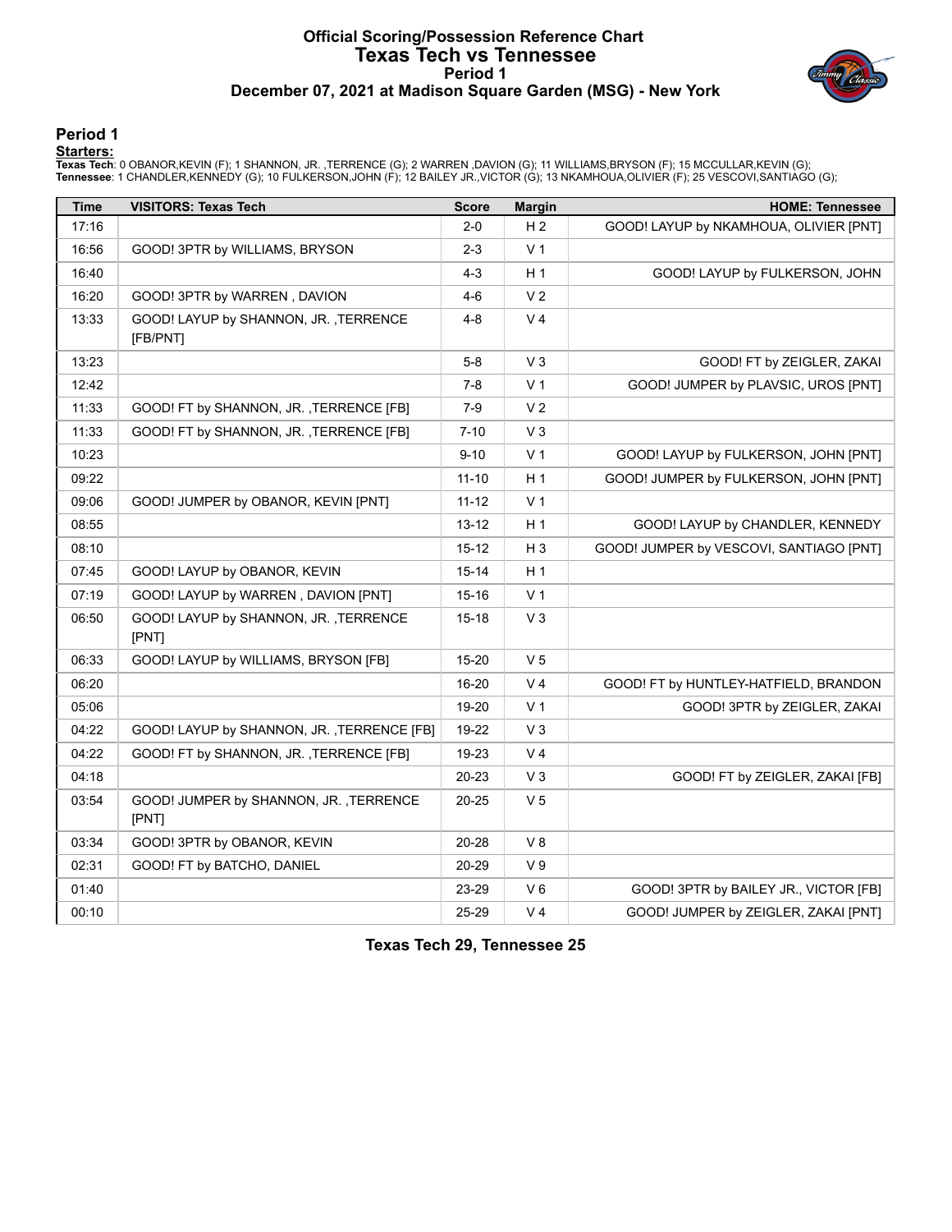# Official Scoring/Possession Reference Chart
# Texas Tech vs Tennessee
## Period 1
## December 07, 2021 at Madison Square Garden (MSG) - New York

### Period 1

**Starters:**

**Texas Tech**: 0 OBANOR,KEVIN (F); 1 SHANNON, JR. ,TERRENCE (G); 2 WARREN ,DAVION (G); 11 WILLIAMS,BRYSON (F); 15 MCCULLAR,KEVIN (G);
**Tennessee**: 1 CHANDLER,KENNEDY (G); 10 FULKERSON,JOHN (F); 12 BAILEY JR.,VICTOR (G); 13 NKAMHOUA,OLIVIER (F); 25 VESCOVI,SANTIAGO (G);

| Time | VISITORS: Texas Tech | Score | Margin | HOME: Tennessee |
|---|---|---|---|---|
| 17:16 | | 2-0 | H 2 | GOOD! LAYUP by NKAMHOUA, OLIVIER [PNT] |
| 16:56 | GOOD! 3PTR by WILLIAMS, BRYSON | 2-3 | V 1 | |
| 16:40 | | 4-3 | H 1 | GOOD! LAYUP by FULKERSON, JOHN |
| 16:20 | GOOD! 3PTR by WARREN , DAVION | 4-6 | V 2 | |
| 13:33 | GOOD! LAYUP by SHANNON, JR. ,TERRENCE [FB/PNT] | 4-8 | V 4 | |
| 13:23 | | 5-8 | V 3 | GOOD! FT by ZEIGLER, ZAKAI |
| 12:42 | | 7-8 | V 1 | GOOD! JUMPER by PLAVSIC, UROS [PNT] |
| 11:33 | GOOD! FT by SHANNON, JR. ,TERRENCE [FB] | 7-9 | V 2 | |
| 11:33 | GOOD! FT by SHANNON, JR. ,TERRENCE [FB] | 7-10 | V 3 | |
| 10:23 | | 9-10 | V 1 | GOOD! LAYUP by FULKERSON, JOHN [PNT] |
| 09:22 | | 11-10 | H 1 | GOOD! JUMPER by FULKERSON, JOHN [PNT] |
| 09:06 | GOOD! JUMPER by OBANOR, KEVIN [PNT] | 11-12 | V 1 | |
| 08:55 | | 13-12 | H 1 | GOOD! LAYUP by CHANDLER, KENNEDY |
| 08:10 | | 15-12 | H 3 | GOOD! JUMPER by VESCOVI, SANTIAGO [PNT] |
| 07:45 | GOOD! LAYUP by OBANOR, KEVIN | 15-14 | H 1 | |
| 07:19 | GOOD! LAYUP by WARREN , DAVION [PNT] | 15-16 | V 1 | |
| 06:50 | GOOD! LAYUP by SHANNON, JR. ,TERRENCE [PNT] | 15-18 | V 3 | |
| 06:33 | GOOD! LAYUP by WILLIAMS, BRYSON [FB] | 15-20 | V 5 | |
| 06:20 | | 16-20 | V 4 | GOOD! FT by HUNTLEY-HATFIELD, BRANDON |
| 05:06 | | 19-20 | V 1 | GOOD! 3PTR by ZEIGLER, ZAKAI |
| 04:22 | GOOD! LAYUP by SHANNON, JR. ,TERRENCE [FB] | 19-22 | V 3 | |
| 04:22 | GOOD! FT by SHANNON, JR. ,TERRENCE [FB] | 19-23 | V 4 | |
| 04:18 | | 20-23 | V 3 | GOOD! FT by ZEIGLER, ZAKAI [FB] |
| 03:54 | GOOD! JUMPER by SHANNON, JR. ,TERRENCE [PNT] | 20-25 | V 5 | |
| 03:34 | GOOD! 3PTR by OBANOR, KEVIN | 20-28 | V 8 | |
| 02:31 | GOOD! FT by BATCHO, DANIEL | 20-29 | V 9 | |
| 01:40 | | 23-29 | V 6 | GOOD! 3PTR by BAILEY JR., VICTOR [FB] |
| 00:10 | | 25-29 | V 4 | GOOD! JUMPER by ZEIGLER, ZAKAI [PNT] |

**Texas Tech 29, Tennessee 25**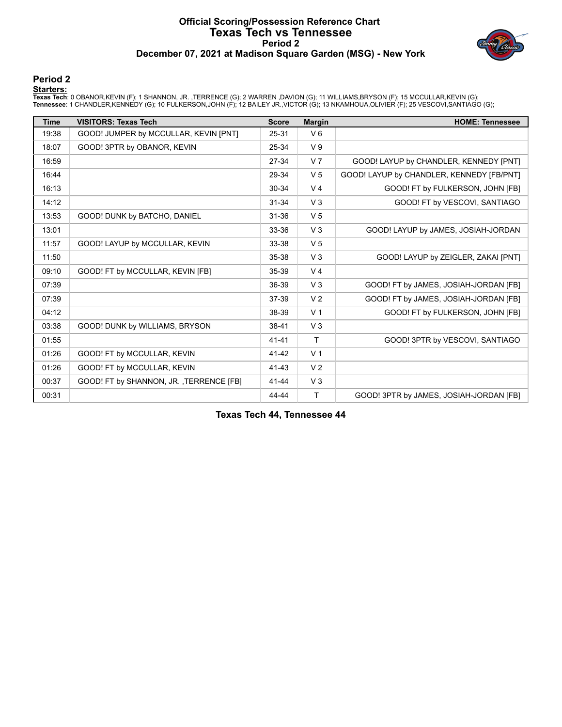# Official Scoring/Possession Reference Chart
## Texas Tech vs Tennessee
### Period 2
### December 07, 2021 at Madison Square Garden (MSG) - New York

## Period 2

**Starters:**

**Texas Tech**: 0 OBANOR,KEVIN (F); 1 SHANNON, JR. ,TERRENCE (G); 2 WARREN ,DAVION (G); 11 WILLIAMS,BRYSON (F); 15 MCCULLAR,KEVIN (G);
**Tennessee**: 1 CHANDLER,KENNEDY (G); 10 FULKERSON,JOHN (F); 12 BAILEY JR.,VICTOR (G); 13 NKAMHOUA,OLIVIER (F); 25 VESCOVI,SANTIAGO (G);

| Time | VISITORS: Texas Tech | Score | Margin | HOME: Tennessee |
|---|---|---|---|---|
| 19:38 | GOOD! JUMPER by MCCULLAR, KEVIN [PNT] | 25-31 | V 6 | |
| 18:07 | GOOD! 3PTR by OBANOR, KEVIN | 25-34 | V 9 | |
| 16:59 | | 27-34 | V 7 | GOOD! LAYUP by CHANDLER, KENNEDY [PNT] |
| 16:44 | | 29-34 | V 5 | GOOD! LAYUP by CHANDLER, KENNEDY [FB/PNT] |
| 16:13 | | 30-34 | V 4 | GOOD! FT by FULKERSON, JOHN [FB] |
| 14:12 | | 31-34 | V 3 | GOOD! FT by VESCOVI, SANTIAGO |
| 13:53 | GOOD! DUNK by BATCHO, DANIEL | 31-36 | V 5 | |
| 13:01 | | 33-36 | V 3 | GOOD! LAYUP by JAMES, JOSIAH-JORDAN |
| 11:57 | GOOD! LAYUP by MCCULLAR, KEVIN | 33-38 | V 5 | |
| 11:50 | | 35-38 | V 3 | GOOD! LAYUP by ZEIGLER, ZAKAI [PNT] |
| 09:10 | GOOD! FT by MCCULLAR, KEVIN [FB] | 35-39 | V 4 | |
| 07:39 | | 36-39 | V 3 | GOOD! FT by JAMES, JOSIAH-JORDAN [FB] |
| 07:39 | | 37-39 | V 2 | GOOD! FT by JAMES, JOSIAH-JORDAN [FB] |
| 04:12 | | 38-39 | V 1 | GOOD! FT by FULKERSON, JOHN [FB] |
| 03:38 | GOOD! DUNK by WILLIAMS, BRYSON | 38-41 | V 3 | |
| 01:55 | | 41-41 | T | GOOD! 3PTR by VESCOVI, SANTIAGO |
| 01:26 | GOOD! FT by MCCULLAR, KEVIN | 41-42 | V 1 | |
| 01:26 | GOOD! FT by MCCULLAR, KEVIN | 41-43 | V 2 | |
| 00:37 | GOOD! FT by SHANNON, JR. ,TERRENCE [FB] | 41-44 | V 3 | |
| 00:31 | | 44-44 | T | GOOD! 3PTR by JAMES, JOSIAH-JORDAN [FB] |

**Texas Tech 44, Tennessee 44**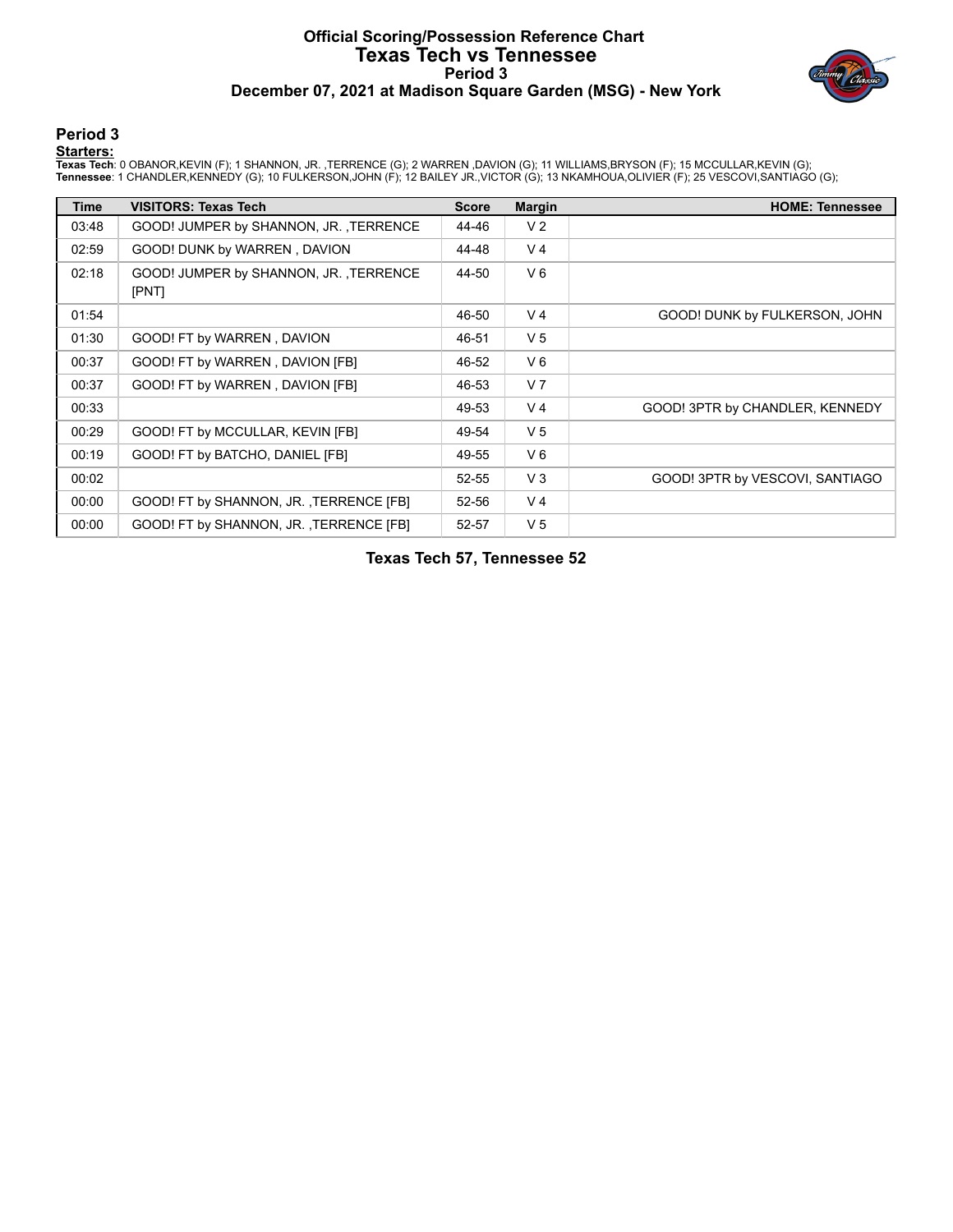# Official Scoring/Possession Reference Chart
# Texas Tech vs Tennessee
## Period 3
## December 07, 2021 at Madison Square Garden (MSG) - New York

### Period 3

**Starters:**

**Texas Tech**: 0 OBANOR,KEVIN (F); 1 SHANNON, JR. ,TERRENCE (G); 2 WARREN ,DAVION (G); 11 WILLIAMS,BRYSON (F); 15 MCCULLAR,KEVIN (G);
**Tennessee**: 1 CHANDLER,KENNEDY (G); 10 FULKERSON,JOHN (F); 12 BAILEY JR.,VICTOR (G); 13 NKAMHOUA,OLIVIER (F); 25 VESCOVI,SANTIAGO (G);

| Time | VISITORS: Texas Tech | Score | Margin | HOME: Tennessee |
|---|---|---|---|---|
| 03:48 | GOOD! JUMPER by SHANNON, JR. ,TERRENCE | 44-46 | V 2 | |
| 02:59 | GOOD! DUNK by WARREN , DAVION | 44-48 | V 4 | |
| 02:18 | GOOD! JUMPER by SHANNON, JR. ,TERRENCE [PNT] | 44-50 | V 6 | |
| 01:54 | | 46-50 | V 4 | GOOD! DUNK by FULKERSON, JOHN |
| 01:30 | GOOD! FT by WARREN , DAVION | 46-51 | V 5 | |
| 00:37 | GOOD! FT by WARREN , DAVION [FB] | 46-52 | V 6 | |
| 00:37 | GOOD! FT by WARREN , DAVION [FB] | 46-53 | V 7 | |
| 00:33 | | 49-53 | V 4 | GOOD! 3PTR by CHANDLER, KENNEDY |
| 00:29 | GOOD! FT by MCCULLAR, KEVIN [FB] | 49-54 | V 5 | |
| 00:19 | GOOD! FT by BATCHO, DANIEL [FB] | 49-55 | V 6 | |
| 00:02 | | 52-55 | V 3 | GOOD! 3PTR by VESCOVI, SANTIAGO |
| 00:00 | GOOD! FT by SHANNON, JR. ,TERRENCE [FB] | 52-56 | V 4 | |
| 00:00 | GOOD! FT by SHANNON, JR. ,TERRENCE [FB] | 52-57 | V 5 | |

**Texas Tech 57, Tennessee 52**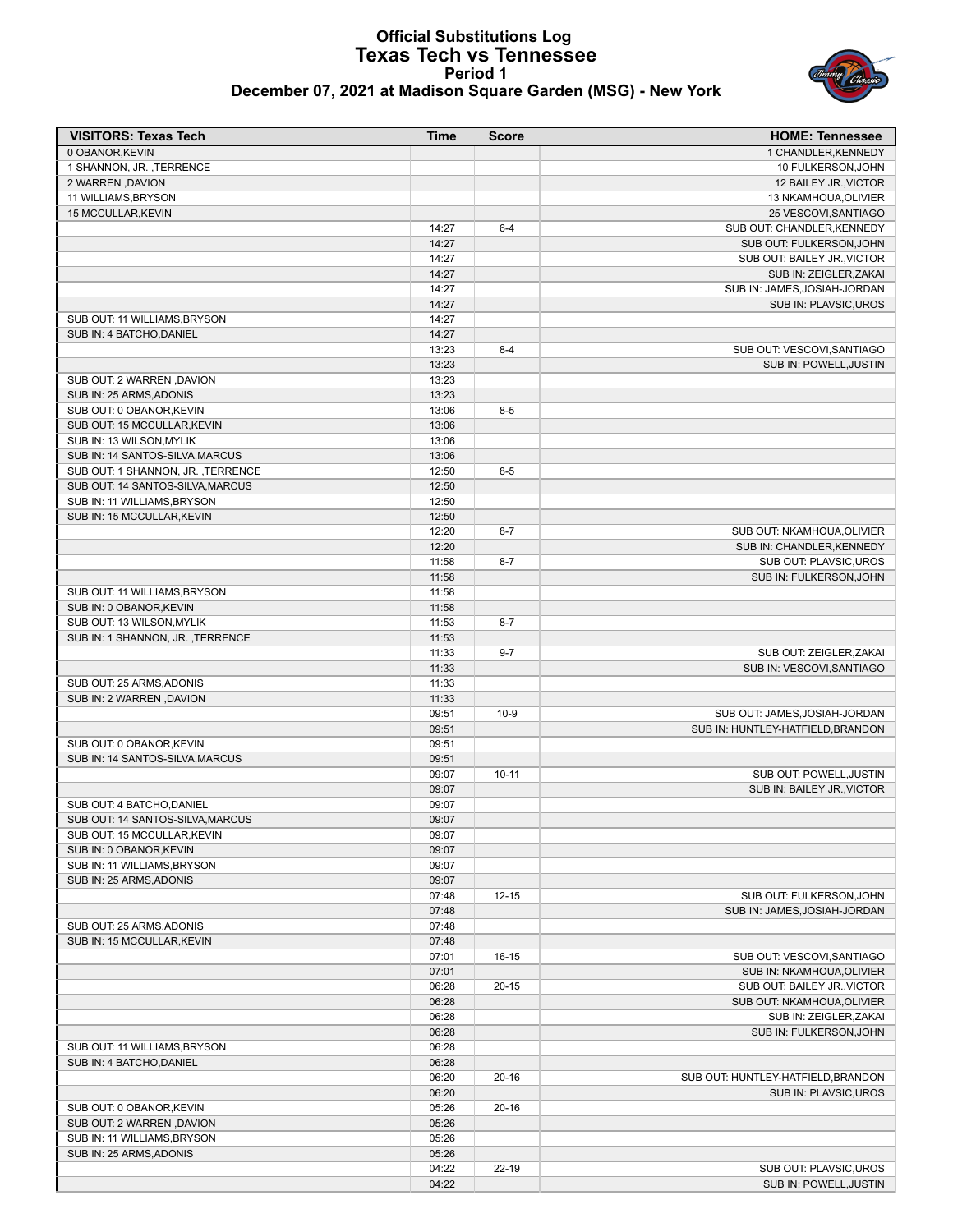# Official Substitutions Log
## Texas Tech vs Tennessee
### Period 1
### December 07, 2021 at Madison Square Garden (MSG) - New York

| VISITORS: Texas Tech | Time | Score | HOME: Tennessee |
|---|---|---|---|
| 0 OBANOR,KEVIN | | | 1 CHANDLER,KENNEDY |
| 1 SHANNON, JR. ,TERRENCE | | | 10 FULKERSON,JOHN |
| 2 WARREN ,DAVION | | | 12 BAILEY JR.,VICTOR |
| 11 WILLIAMS,BRYSON | | | 13 NKAMHOUA,OLIVIER |
| 15 MCCULLAR,KEVIN | | | 25 VESCOVI,SANTIAGO |
| | 14:27 | 6-4 | SUB OUT: CHANDLER,KENNEDY |
| | 14:27 | | SUB OUT: FULKERSON,JOHN |
| | 14:27 | | SUB OUT: BAILEY JR.,VICTOR |
| | 14:27 | | SUB IN: ZEIGLER,ZAKAI |
| | 14:27 | | SUB IN: JAMES,JOSIAH-JORDAN |
| | 14:27 | | SUB IN: PLAVSIC,UROS |
| SUB OUT: 11 WILLIAMS,BRYSON | 14:27 | | |
| SUB IN: 4 BATCHO,DANIEL | 14:27 | | |
| | 13:23 | 8-4 | SUB OUT: VESCOVI,SANTIAGO |
| | 13:23 | | SUB IN: POWELL,JUSTIN |
| SUB OUT: 2 WARREN ,DAVION | 13:23 | | |
| SUB IN: 25 ARMS,ADONIS | 13:23 | | |
| SUB OUT: 0 OBANOR,KEVIN | 13:06 | 8-5 | |
| SUB OUT: 15 MCCULLAR,KEVIN | 13:06 | | |
| SUB IN: 13 WILSON,MYLIK | 13:06 | | |
| SUB IN: 14 SANTOS-SILVA,MARCUS | 13:06 | | |
| SUB OUT: 1 SHANNON, JR. ,TERRENCE | 12:50 | 8-5 | |
| SUB OUT: 14 SANTOS-SILVA,MARCUS | 12:50 | | |
| SUB IN: 11 WILLIAMS,BRYSON | 12:50 | | |
| SUB IN: 15 MCCULLAR,KEVIN | 12:50 | | |
| | 12:20 | 8-7 | SUB OUT: NKAMHOUA,OLIVIER |
| | 12:20 | | SUB IN: CHANDLER,KENNEDY |
| | 11:58 | 8-7 | SUB OUT: PLAVSIC,UROS |
| | 11:58 | | SUB IN: FULKERSON,JOHN |
| SUB OUT: 11 WILLIAMS,BRYSON | 11:58 | | |
| SUB IN: 0 OBANOR,KEVIN | 11:58 | | |
| SUB OUT: 13 WILSON,MYLIK | 11:53 | 8-7 | |
| SUB IN: 1 SHANNON, JR. ,TERRENCE | 11:53 | | |
| | 11:33 | 9-7 | SUB OUT: ZEIGLER,ZAKAI |
| | 11:33 | | SUB IN: VESCOVI,SANTIAGO |
| SUB OUT: 25 ARMS,ADONIS | 11:33 | | |
| SUB IN: 2 WARREN ,DAVION | 11:33 | | |
| | 09:51 | 10-9 | SUB OUT: JAMES,JOSIAH-JORDAN |
| | 09:51 | | SUB IN: HUNTLEY-HATFIELD,BRANDON |
| SUB OUT: 0 OBANOR,KEVIN | 09:51 | | |
| SUB IN: 14 SANTOS-SILVA,MARCUS | 09:51 | | |
| | 09:07 | 10-11 | SUB OUT: POWELL,JUSTIN |
| | 09:07 | | SUB IN: BAILEY JR.,VICTOR |
| SUB OUT: 4 BATCHO,DANIEL | 09:07 | | |
| SUB OUT: 14 SANTOS-SILVA,MARCUS | 09:07 | | |
| SUB OUT: 15 MCCULLAR,KEVIN | 09:07 | | |
| SUB IN: 0 OBANOR,KEVIN | 09:07 | | |
| SUB IN: 11 WILLIAMS,BRYSON | 09:07 | | |
| SUB IN: 25 ARMS,ADONIS | 09:07 | | |
| | 07:48 | 12-15 | SUB OUT: FULKERSON,JOHN |
| | 07:48 | | SUB IN: JAMES,JOSIAH-JORDAN |
| SUB OUT: 25 ARMS,ADONIS | 07:48 | | |
| SUB IN: 15 MCCULLAR,KEVIN | 07:48 | | |
| | 07:01 | 16-15 | SUB OUT: VESCOVI,SANTIAGO |
| | 07:01 | | SUB IN: NKAMHOUA,OLIVIER |
| | 06:28 | 20-15 | SUB OUT: BAILEY JR.,VICTOR |
| | 06:28 | | SUB OUT: NKAMHOUA,OLIVIER |
| | 06:28 | | SUB IN: ZEIGLER,ZAKAI |
| | 06:28 | | SUB IN: FULKERSON,JOHN |
| SUB OUT: 11 WILLIAMS,BRYSON | 06:28 | | |
| SUB IN: 4 BATCHO,DANIEL | 06:28 | | |
| | 06:20 | 20-16 | SUB OUT: HUNTLEY-HATFIELD,BRANDON |
| | 06:20 | | SUB IN: PLAVSIC,UROS |
| SUB OUT: 0 OBANOR,KEVIN | 05:26 | 20-16 | |
| SUB OUT: 2 WARREN ,DAVION | 05:26 | | |
| SUB IN: 11 WILLIAMS,BRYSON | 05:26 | | |
| SUB IN: 25 ARMS,ADONIS | 05:26 | | |
| | 04:22 | 22-19 | SUB OUT: PLAVSIC,UROS |
| | 04:22 | | SUB IN: POWELL,JUSTIN |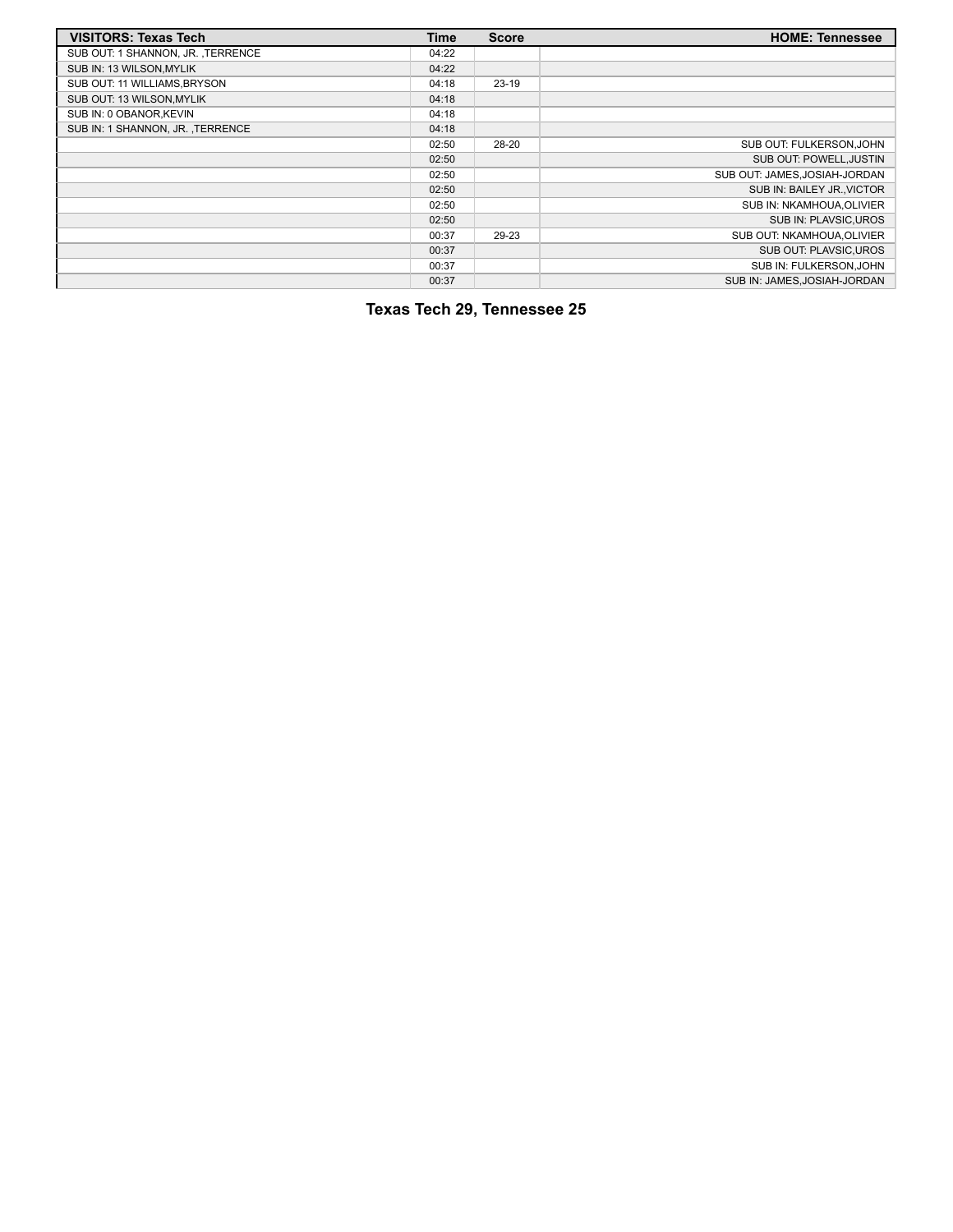| VISITORS: Texas Tech | Time | Score | HOME: Tennessee |
| --- | --- | --- | --- |
| SUB OUT: 1 SHANNON, JR. ,TERRENCE | 04:22 | | |
| SUB IN: 13 WILSON,MYLIK | 04:22 | | |
| SUB OUT: 11 WILLIAMS,BRYSON | 04:18 | 23-19 | |
| SUB OUT: 13 WILSON,MYLIK | 04:18 | | |
| SUB IN: 0 OBANOR,KEVIN | 04:18 | | |
| SUB IN: 1 SHANNON, JR. ,TERRENCE | 04:18 | | |
| | 02:50 | 28-20 | SUB OUT: FULKERSON,JOHN |
| | 02:50 | | SUB OUT: POWELL,JUSTIN |
| | 02:50 | | SUB OUT: JAMES,JOSIAH-JORDAN |
| | 02:50 | | SUB IN: BAILEY JR.,VICTOR |
| | 02:50 | | SUB IN: NKAMHOUA,OLIVIER |
| | 02:50 | | SUB IN: PLAVSIC,UROS |
| | 00:37 | 29-23 | SUB OUT: NKAMHOUA,OLIVIER |
| | 00:37 | | SUB OUT: PLAVSIC,UROS |
| | 00:37 | | SUB IN: FULKERSON,JOHN |
| | 00:37 | | SUB IN: JAMES,JOSIAH-JORDAN |

**Texas Tech 29, Tennessee 25**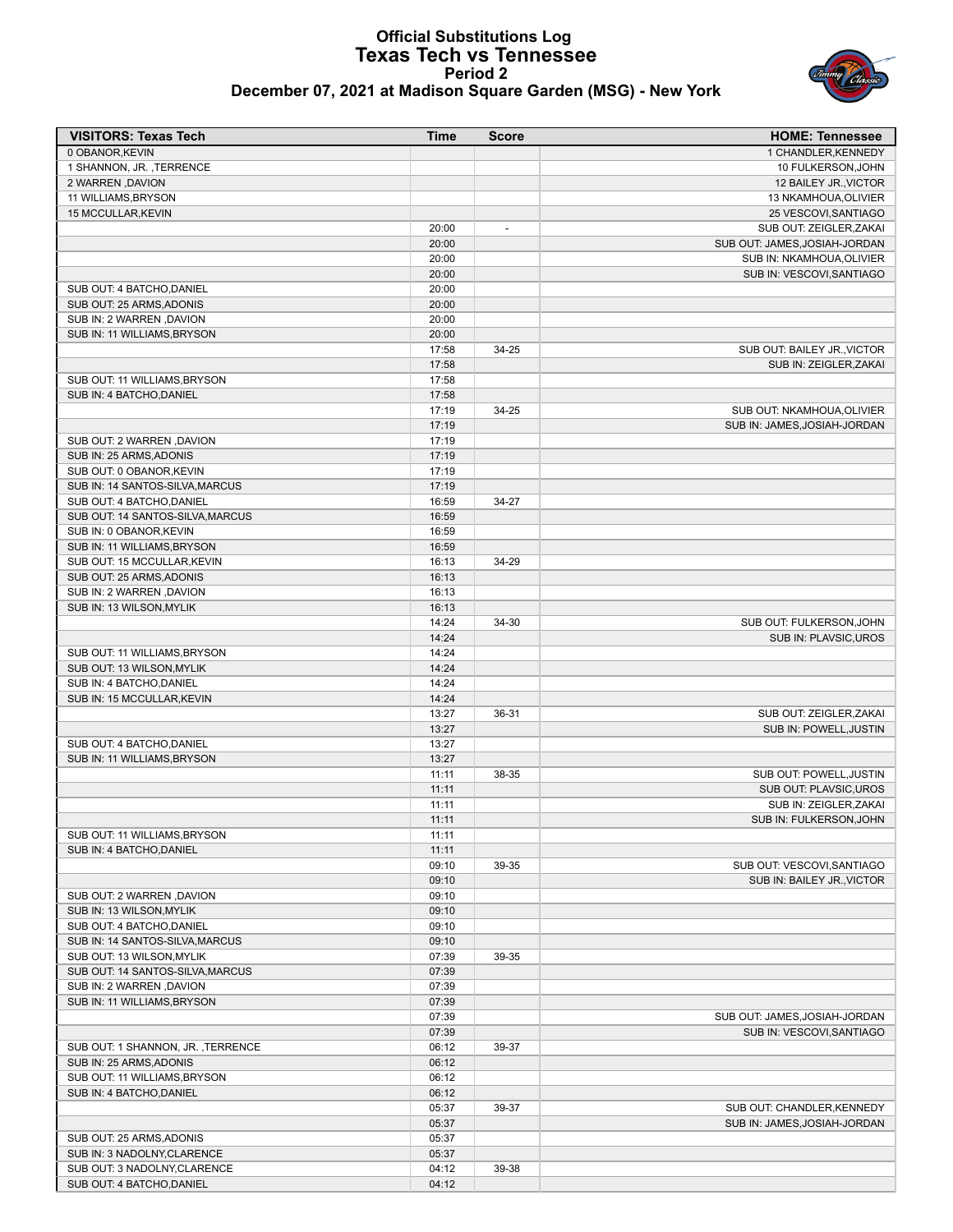# Official Substitutions Log
## Texas Tech vs Tennessee
### Period 2
### December 07, 2021 at Madison Square Garden (MSG) - New York

| VISITORS: Texas Tech | Time | Score | HOME: Tennessee |
|---|---|---|---|
| 0 OBANOR,KEVIN | | | 1 CHANDLER,KENNEDY |
| 1 SHANNON, JR. ,TERRENCE | | | 10 FULKERSON,JOHN |
| 2 WARREN ,DAVION | | | 12 BAILEY JR.,VICTOR |
| 11 WILLIAMS,BRYSON | | | 13 NKAMHOUA,OLIVIER |
| 15 MCCULLAR,KEVIN | | | 25 VESCOVI,SANTIAGO |
| | 20:00 | - | SUB OUT: ZEIGLER,ZAKAI |
| | 20:00 | | SUB OUT: JAMES,JOSIAH-JORDAN |
| | 20:00 | | SUB IN: NKAMHOUA,OLIVIER |
| | 20:00 | | SUB IN: VESCOVI,SANTIAGO |
| SUB OUT: 4 BATCHO,DANIEL | 20:00 | | |
| SUB OUT: 25 ARMS,ADONIS | 20:00 | | |
| SUB IN: 2 WARREN ,DAVION | 20:00 | | |
| SUB IN: 11 WILLIAMS,BRYSON | 20:00 | | |
| | 17:58 | 34-25 | SUB OUT: BAILEY JR.,VICTOR |
| | 17:58 | | SUB IN: ZEIGLER,ZAKAI |
| SUB OUT: 11 WILLIAMS,BRYSON | 17:58 | | |
| SUB IN: 4 BATCHO,DANIEL | 17:58 | | |
| | 17:19 | 34-25 | SUB OUT: NKAMHOUA,OLIVIER |
| | 17:19 | | SUB IN: JAMES,JOSIAH-JORDAN |
| SUB OUT: 2 WARREN ,DAVION | 17:19 | | |
| SUB IN: 25 ARMS,ADONIS | 17:19 | | |
| SUB OUT: 0 OBANOR,KEVIN | 17:19 | | |
| SUB IN: 14 SANTOS-SILVA,MARCUS | 17:19 | | |
| SUB OUT: 4 BATCHO,DANIEL | 16:59 | 34-27 | |
| SUB OUT: 14 SANTOS-SILVA,MARCUS | 16:59 | | |
| SUB IN: 0 OBANOR,KEVIN | 16:59 | | |
| SUB IN: 11 WILLIAMS,BRYSON | 16:59 | | |
| SUB OUT: 15 MCCULLAR,KEVIN | 16:13 | 34-29 | |
| SUB OUT: 25 ARMS,ADONIS | 16:13 | | |
| SUB IN: 2 WARREN ,DAVION | 16:13 | | |
| SUB IN: 13 WILSON,MYLIK | 16:13 | | |
| | 14:24 | 34-30 | SUB OUT: FULKERSON,JOHN |
| | 14:24 | | SUB IN: PLAVSIC,UROS |
| SUB OUT: 11 WILLIAMS,BRYSON | 14:24 | | |
| SUB OUT: 13 WILSON,MYLIK | 14:24 | | |
| SUB IN: 4 BATCHO,DANIEL | 14:24 | | |
| SUB IN: 15 MCCULLAR,KEVIN | 14:24 | | |
| | 13:27 | 36-31 | SUB OUT: ZEIGLER,ZAKAI |
| | 13:27 | | SUB IN: POWELL,JUSTIN |
| SUB OUT: 4 BATCHO,DANIEL | 13:27 | | |
| SUB IN: 11 WILLIAMS,BRYSON | 13:27 | | |
| | 11:11 | 38-35 | SUB OUT: POWELL,JUSTIN |
| | 11:11 | | SUB OUT: PLAVSIC,UROS |
| | 11:11 | | SUB IN: ZEIGLER,ZAKAI |
| | 11:11 | | SUB IN: FULKERSON,JOHN |
| SUB OUT: 11 WILLIAMS,BRYSON | 11:11 | | |
| SUB IN: 4 BATCHO,DANIEL | 11:11 | | |
| | 09:10 | 39-35 | SUB OUT: VESCOVI,SANTIAGO |
| | 09:10 | | SUB IN: BAILEY JR.,VICTOR |
| SUB OUT: 2 WARREN ,DAVION | 09:10 | | |
| SUB IN: 13 WILSON,MYLIK | 09:10 | | |
| SUB OUT: 4 BATCHO,DANIEL | 09:10 | | |
| SUB IN: 14 SANTOS-SILVA,MARCUS | 09:10 | | |
| SUB OUT: 13 WILSON,MYLIK | 07:39 | 39-35 | |
| SUB OUT: 14 SANTOS-SILVA,MARCUS | 07:39 | | |
| SUB IN: 2 WARREN ,DAVION | 07:39 | | |
| SUB IN: 11 WILLIAMS,BRYSON | 07:39 | | |
| | 07:39 | | SUB OUT: JAMES,JOSIAH-JORDAN |
| | 07:39 | | SUB IN: VESCOVI,SANTIAGO |
| SUB OUT: 1 SHANNON, JR. ,TERRENCE | 06:12 | 39-37 | |
| SUB IN: 25 ARMS,ADONIS | 06:12 | | |
| SUB OUT: 11 WILLIAMS,BRYSON | 06:12 | | |
| SUB IN: 4 BATCHO,DANIEL | 06:12 | | |
| | 05:37 | 39-37 | SUB OUT: CHANDLER,KENNEDY |
| | 05:37 | | SUB IN: JAMES,JOSIAH-JORDAN |
| SUB OUT: 25 ARMS,ADONIS | 05:37 | | |
| SUB IN: 3 NADOLNY,CLARENCE | 05:37 | | |
| SUB OUT: 3 NADOLNY,CLARENCE | 04:12 | 39-38 | |
| SUB OUT: 4 BATCHO,DANIEL | 04:12 | | |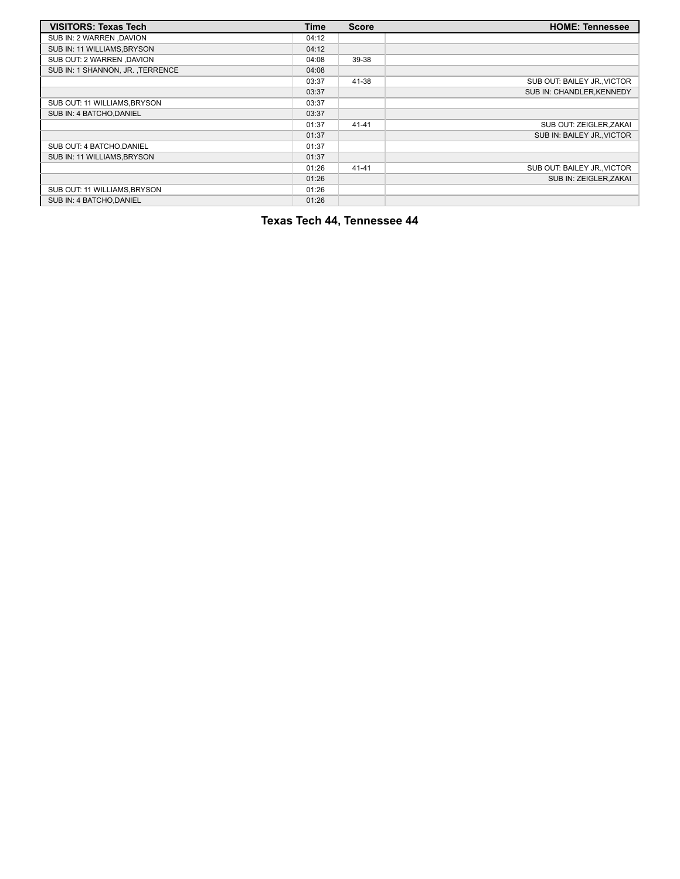| VISITORS: Texas Tech | Time | Score | HOME: Tennessee |
| --- | --- | --- | --- |
| SUB IN: 2 WARREN ,DAVION | 04:12 | | |
| SUB IN: 11 WILLIAMS,BRYSON | 04:12 | | |
| SUB OUT: 2 WARREN ,DAVION | 04:08 | 39-38 | |
| SUB IN: 1 SHANNON, JR. ,TERRENCE | 04:08 | | |
| | 03:37 | 41-38 | SUB OUT: BAILEY JR.,VICTOR |
| | 03:37 | | SUB IN: CHANDLER,KENNEDY |
| SUB OUT: 11 WILLIAMS,BRYSON | 03:37 | | |
| SUB IN: 4 BATCHO,DANIEL | 03:37 | | |
| | 01:37 | 41-41 | SUB OUT: ZEIGLER,ZAKAI |
| | 01:37 | | SUB IN: BAILEY JR.,VICTOR |
| SUB OUT: 4 BATCHO,DANIEL | 01:37 | | |
| SUB IN: 11 WILLIAMS,BRYSON | 01:37 | | |
| | 01:26 | 41-41 | SUB OUT: BAILEY JR.,VICTOR |
| | 01:26 | | SUB IN: ZEIGLER,ZAKAI |
| SUB OUT: 11 WILLIAMS,BRYSON | 01:26 | | |
| SUB IN: 4 BATCHO,DANIEL | 01:26 | | |

**Texas Tech 44, Tennessee 44**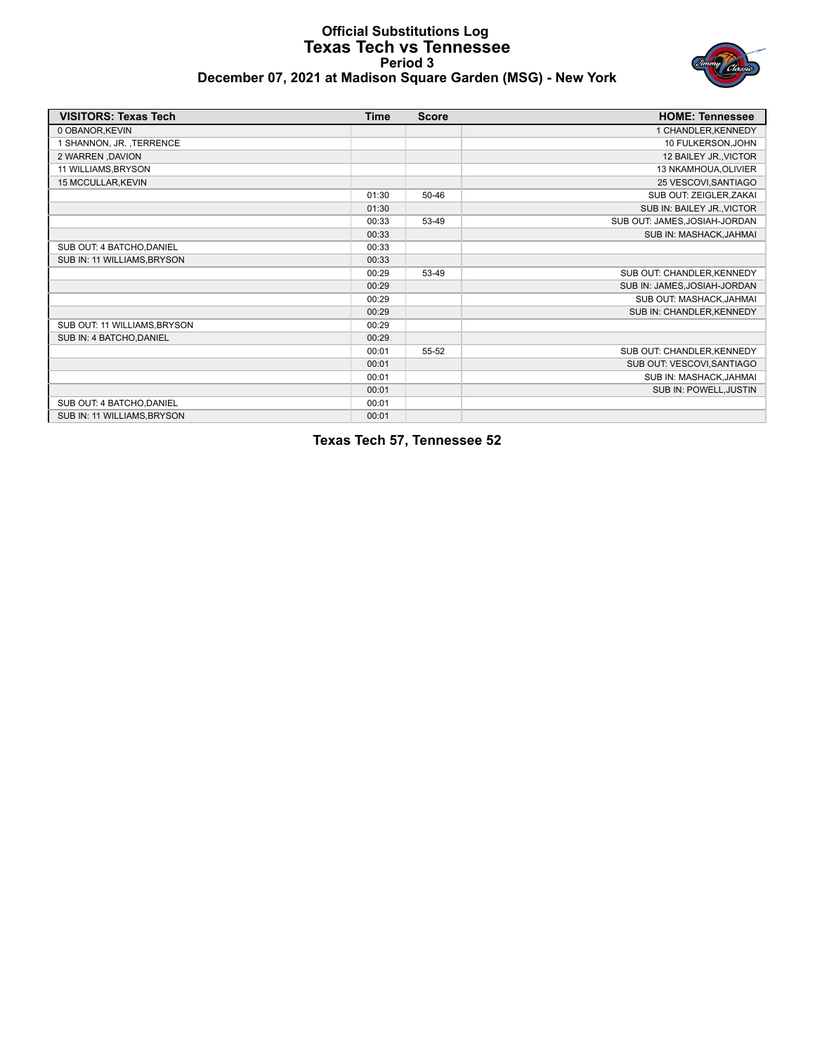# Official Substitutions Log
## Texas Tech vs Tennessee
### Period 3
### December 07, 2021 at Madison Square Garden (MSG) - New York

| VISITORS: Texas Tech | Time | Score | HOME: Tennessee |
|---|---|---|---|
| 0 OBANOR,KEVIN | | | 1 CHANDLER,KENNEDY |
| 1 SHANNON, JR. ,TERRENCE | | | 10 FULKERSON,JOHN |
| 2 WARREN ,DAVION | | | 12 BAILEY JR.,VICTOR |
| 11 WILLIAMS,BRYSON | | | 13 NKAMHOUA,OLIVIER |
| 15 MCCULLAR,KEVIN | | | 25 VESCOVI,SANTIAGO |
| | 01:30 | 50-46 | SUB OUT: ZEIGLER,ZAKAI |
| | 01:30 | | SUB IN: BAILEY JR.,VICTOR |
| | 00:33 | 53-49 | SUB OUT: JAMES,JOSIAH-JORDAN |
| | 00:33 | | SUB IN: MASHACK,JAHMAI |
| SUB OUT: 4 BATCHO,DANIEL | 00:33 | | |
| SUB IN: 11 WILLIAMS,BRYSON | 00:33 | | |
| | 00:29 | 53-49 | SUB OUT: CHANDLER,KENNEDY |
| | 00:29 | | SUB IN: JAMES,JOSIAH-JORDAN |
| | 00:29 | | SUB OUT: MASHACK,JAHMAI |
| | 00:29 | | SUB IN: CHANDLER,KENNEDY |
| SUB OUT: 11 WILLIAMS,BRYSON | 00:29 | | |
| SUB IN: 4 BATCHO,DANIEL | 00:29 | | |
| | 00:01 | 55-52 | SUB OUT: CHANDLER,KENNEDY |
| | 00:01 | | SUB OUT: VESCOVI,SANTIAGO |
| | 00:01 | | SUB IN: MASHACK,JAHMAI |
| | 00:01 | | SUB IN: POWELL,JUSTIN |
| SUB OUT: 4 BATCHO,DANIEL | 00:01 | | |
| SUB IN: 11 WILLIAMS,BRYSON | 00:01 | | |

**Texas Tech 57, Tennessee 52**